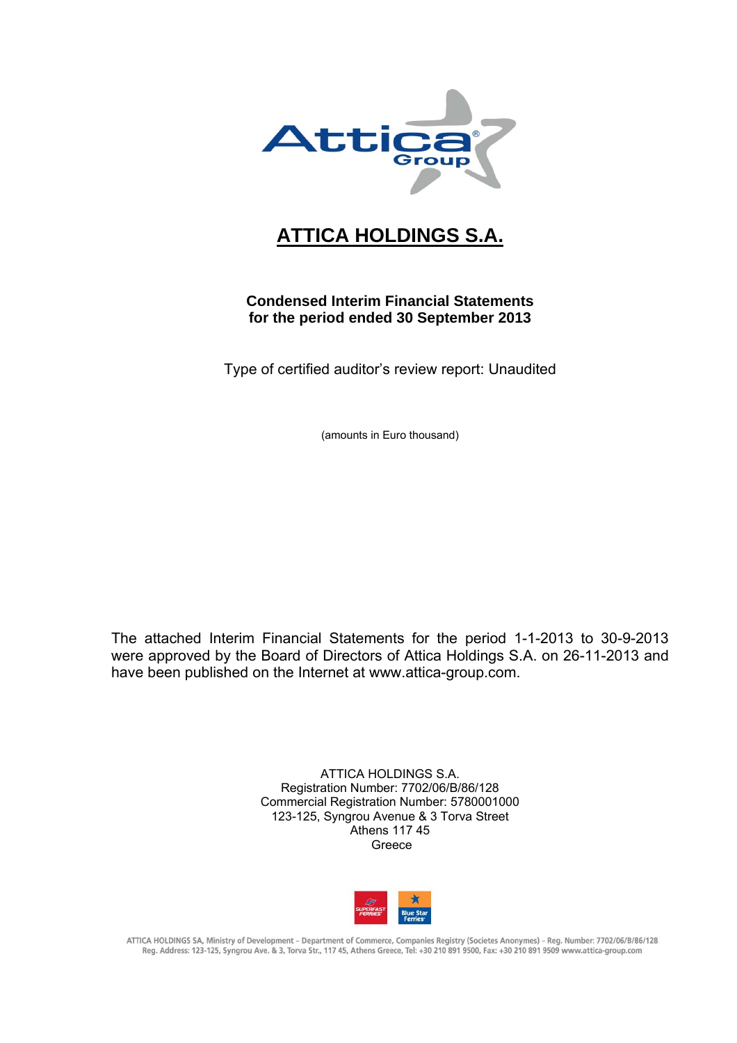# ATTICA HOLDINGS S.A.

**Condensed Interim Financial Statements**
**for the period ended 30 September 2013**

Type of certified auditor's review report: Unaudited

(amounts in Euro thousand)

The attached Interim Financial Statements for the period 1-1-2013 to 30-9-2013 were approved by the Board of Directors of Attica Holdings S.A. on 26-11-2013 and have been published on the Internet at www.attica-group.com.

ATTICA HOLDINGS S.A.
Registration Number: 7702/06/B/86/128
Commercial Registration Number: 5780001000
123-125, Syngrou Avenue & 3 Torva Street
Athens 117 45
Greece

ATTICA HOLDINGS SA, Ministry of Development – Department of Commerce, Companies Registry (Societes Anonymes) – Reg. Number: 7702/06/B/86/128
Reg. Address: 123-125, Syngrou Ave. & 3, Torva Str., 117 45, Athens Greece, Tel: +30 210 891 9500, Fax: +30 210 891 9509 www.attica-group.com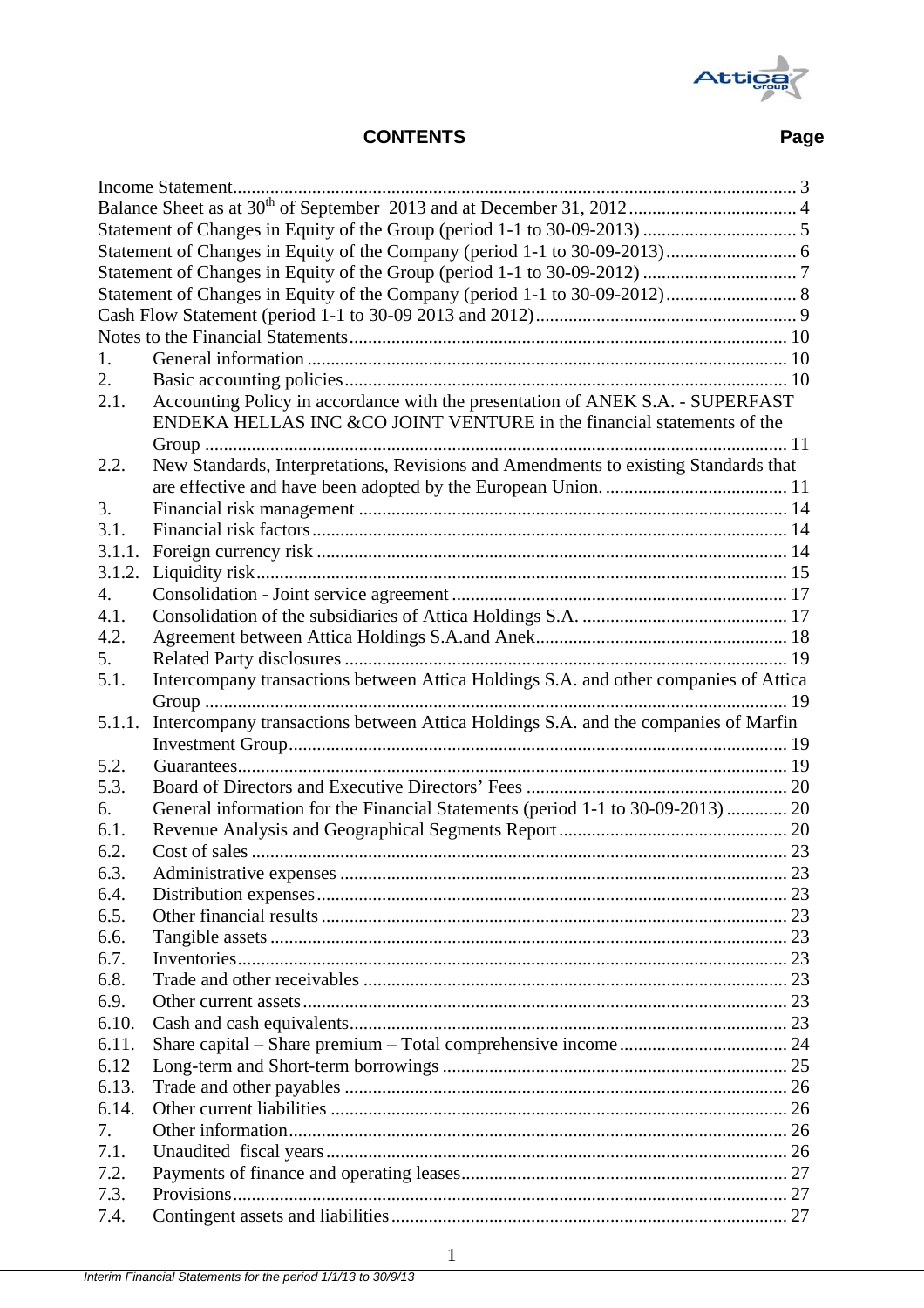## CONTENTS

| | | Page |
|---|---|---|
| Income Statement | | 3 |
| Balance Sheet as at 30th of September 2013 and at December 31, 2012 | | 4 |
| Statement of Changes in Equity of the Group (period 1-1 to 30-09-2013) | | 5 |
| Statement of Changes in Equity of the Company (period 1-1 to 30-09-2013) | | 6 |
| Statement of Changes in Equity of the Group (period 1-1 to 30-09-2012) | | 7 |
| Statement of Changes in Equity of the Company (period 1-1 to 30-09-2012) | | 8 |
| Cash Flow Statement (period 1-1 to 30-09 2013 and 2012) | | 9 |
| Notes to the Financial Statements | | 10 |
| 1. | General information | 10 |
| 2. | Basic accounting policies | 10 |
| 2.1. | Accounting Policy in accordance with the presentation of ANEK S.A. - SUPERFAST ENDEKA HELLAS INC &CO JOINT VENTURE in the financial statements of the Group | 11 |
| 2.2. | New Standards, Interpretations, Revisions and Amendments to existing Standards that are effective and have been adopted by the European Union. | 11 |
| 3. | Financial risk management | 14 |
| 3.1. | Financial risk factors | 14 |
| 3.1.1. | Foreign currency risk | 14 |
| 3.1.2. | Liquidity risk | 15 |
| 4. | Consolidation - Joint service agreement | 17 |
| 4.1. | Consolidation of the subsidiaries of Attica Holdings S.A. | 17 |
| 4.2. | Agreement between Attica Holdings S.A.and Anek | 18 |
| 5. | Related Party disclosures | 19 |
| 5.1. | Intercompany transactions between Attica Holdings S.A. and other companies of Attica Group | 19 |
| 5.1.1. | Intercompany transactions between Attica Holdings S.A. and the companies of Marfin Investment Group | 19 |
| 5.2. | Guarantees | 19 |
| 5.3. | Board of Directors and Executive Directors' Fees | 20 |
| 6. | General information for the Financial Statements (period 1-1 to 30-09-2013) | 20 |
| 6.1. | Revenue Analysis and Geographical Segments Report | 20 |
| 6.2. | Cost of sales | 23 |
| 6.3. | Administrative expenses | 23 |
| 6.4. | Distribution expenses | 23 |
| 6.5. | Other financial results | 23 |
| 6.6. | Tangible assets | 23 |
| 6.7. | Inventories | 23 |
| 6.8. | Trade and other receivables | 23 |
| 6.9. | Other current assets | 23 |
| 6.10. | Cash and cash equivalents | 23 |
| 6.11. | Share capital – Share premium – Total comprehensive income | 24 |
| 6.12 | Long-term and Short-term borrowings | 25 |
| 6.13. | Trade and other payables | 26 |
| 6.14. | Other current liabilities | 26 |
| 7. | Other information | 26 |
| 7.1. | Unaudited fiscal years | 26 |
| 7.2. | Payments of finance and operating leases | 27 |
| 7.3. | Provisions | 27 |
| 7.4. | Contingent assets and liabilities | 27 |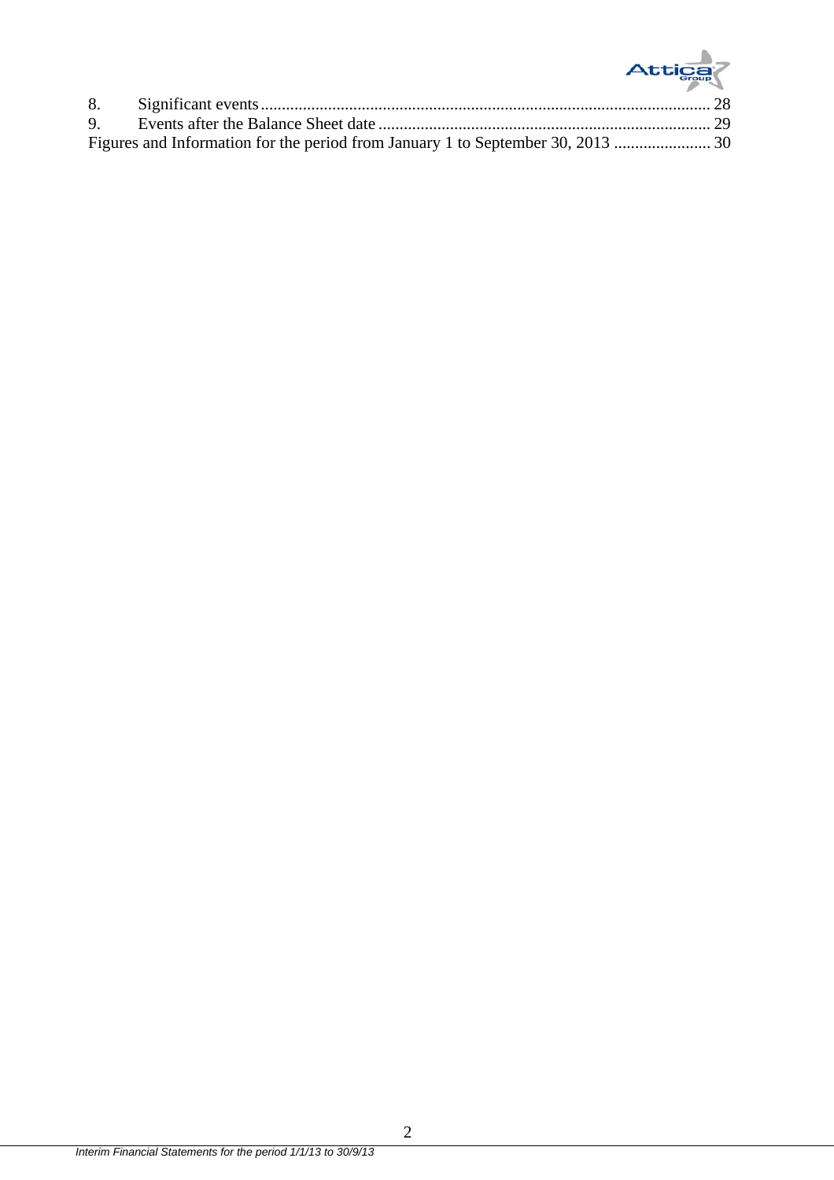8. Significant events........................................................................................................ 28
9. Events after the Balance Sheet date ............................................................................. 29

Figures and Information for the period from January 1 to September 30, 2013 ....................... 30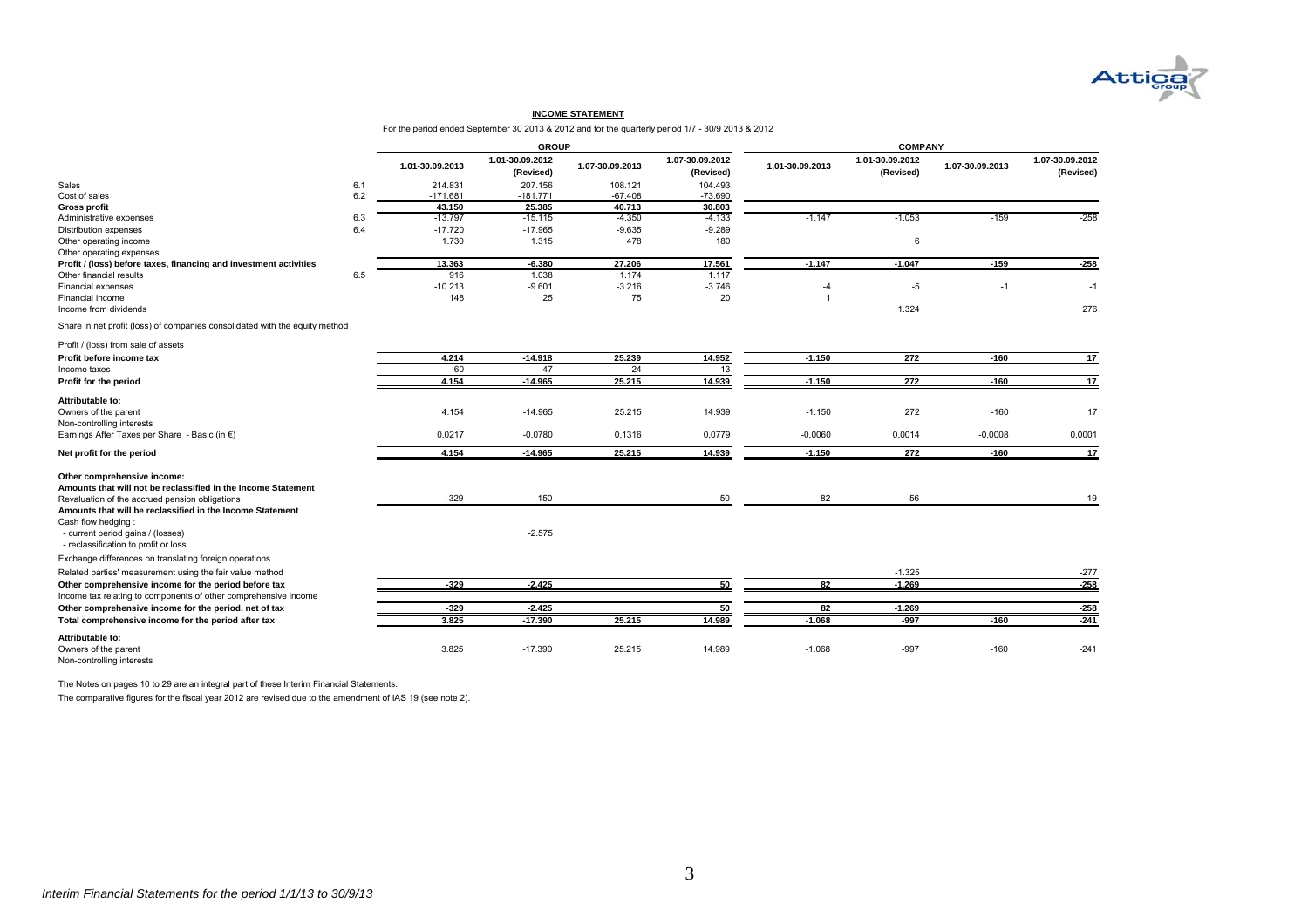## INCOME STATEMENT

For the period ended September 30 2013 & 2012 and for the quarterly period 1/7 - 30/9 2013 & 2012

| | | GROUP | | | | COMPANY | | | |
|---|---|---|---|---|---|---|---|---|---|
| | | 1.01-30.09.2013 | 1.01-30.09.2012 (Revised) | 1.07-30.09.2013 | 1.07-30.09.2012 (Revised) | 1.01-30.09.2013 | 1.01-30.09.2012 (Revised) | 1.07-30.09.2013 | 1.07-30.09.2012 (Revised) |
| Sales | 6.1 | 214.831 | 207.156 | 108.121 | 104.493 | | | | |
| Cost of sales | 6.2 | -171.681 | -181.771 | -67.408 | -73.690 | | | | |
| **Gross profit** | | **43.150** | **25.385** | **40.713** | **30.803** | | | | |
| Administrative expenses | 6.3 | -13.797 | -15.115 | -4.350 | -4.133 | -1.147 | -1.053 | -159 | -258 |
| Distribution expenses | 6.4 | -17.720 | -17.965 | -9.635 | -9.289 | | | | |
| Other operating income | | 1.730 | 1.315 | 478 | 180 | | 6 | | |
| Other operating expenses | | | | | | | | | |
| **Profit / (loss) before taxes, financing and investment activities** | | **13.363** | **-6.380** | **27.206** | **17.561** | **-1.147** | **-1.047** | **-159** | **-258** |
| Other financial results | 6.5 | 916 | 1.038 | 1.174 | 1.117 | | | | |
| Financial expenses | | -10.213 | -9.601 | -3.216 | -3.746 | -4 | -5 | -1 | -1 |
| Financial income | | 148 | 25 | 75 | 20 | 1 | | | |
| Income from dividends | | | | | | | 1.324 | | 276 |
| Share in net profit (loss) of companies consolidated with the equity method | | | | | | | | | |
| Profit / (loss) from sale of assets | | | | | | | | | |
| **Profit before income tax** | | **4.214** | **-14.918** | **25.239** | **14.952** | **-1.150** | **272** | **-160** | **17** |
| Income taxes | | -60 | -47 | -24 | -13 | | | | |
| **Profit for the period** | | **4.154** | **-14.965** | **25.215** | **14.939** | **-1.150** | **272** | **-160** | **17** |
| **Attributable to:** | | | | | | | | | |
| Owners of the parent | | 4.154 | -14.965 | 25.215 | 14.939 | -1.150 | 272 | -160 | 17 |
| Non-controlling interests | | | | | | | | | |
| Earnings After Taxes per Share - Basic (in €) | | 0,0217 | -0,0780 | 0,1316 | 0,0779 | -0,0060 | 0,0014 | -0,0008 | 0,0001 |
| **Net profit for the period** | | **4.154** | **-14.965** | **25.215** | **14.939** | **-1.150** | **272** | **-160** | **17** |
| **Other comprehensive income:** | | | | | | | | | |
| **Amounts that will not be reclassified in the Income Statement** | | | | | | | | | |
| Revaluation of the accrued pension obligations | | -329 | 150 | | 50 | 82 | 56 | | 19 |
| **Amounts that will be reclassified in the Income Statement** | | | | | | | | | |
| Cash flow hedging : | | | | | | | | | |
| - current period gains / (losses) | | | -2.575 | | | | | | |
| - reclassification to profit or loss | | | | | | | | | |
| Exchange differences on translating foreign operations | | | | | | | | | |
| Related parties' measurement using the fair value method | | | | | | | -1.325 | | -277 |
| **Other comprehensive income for the period before tax** | | **-329** | **-2.425** | | **50** | **82** | **-1.269** | | **-258** |
| Income tax relating to components of other comprehensive income | | | | | | | | | |
| **Other comprehensive income for the period, net of tax** | | **-329** | **-2.425** | | **50** | **82** | **-1.269** | | **-258** |
| **Total comprehensive income for the period after tax** | | **3.825** | **-17.390** | **25.215** | **14.989** | **-1.068** | **-997** | **-160** | **-241** |
| **Attributable to:** | | | | | | | | | |
| Owners of the parent | | 3.825 | -17.390 | 25.215 | 14.989 | -1.068 | -997 | -160 | -241 |
| Non-controlling interests | | | | | | | | | |

The Notes on pages 10 to 29 are an integral part of these Interim Financial Statements.

The comparative figures for the fiscal year 2012 are revised due to the amendment of IAS 19 (see note 2).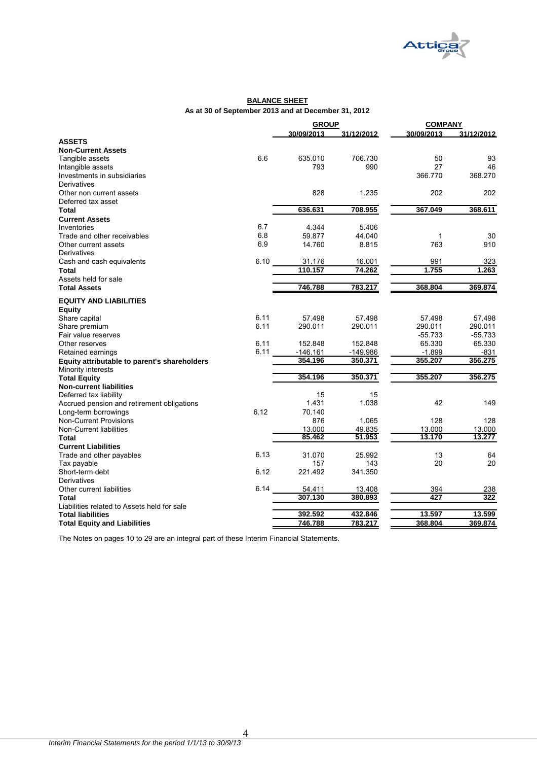## BALANCE SHEET

**As at 30 of September 2013 and at December 31, 2012**

| | | GROUP | | COMPANY | |
|---|---|---|---|---|---|
| | | 30/09/2013 | 31/12/2012 | 30/09/2013 | 31/12/2012 |
| **ASSETS** | | | | | |
| **Non-Current Assets** | | | | | |
| Tangible assets | 6.6 | 635.010 | 706.730 | 50 | 93 |
| Intangible assets | | 793 | 990 | 27 | 46 |
| Investments in subsidiaries | | | | 366.770 | 368.270 |
| Derivatives | | | | | |
| Other non current assets | | 828 | 1.235 | 202 | 202 |
| Deferred tax asset | | | | | |
| **Total** | | 636.631 | 708.955 | 367.049 | 368.611 |
| **Current Assets** | | | | | |
| Inventories | 6.7 | 4.344 | 5.406 | | |
| Trade and other receivables | 6.8 | 59.877 | 44.040 | 1 | 30 |
| Other current assets | 6.9 | 14.760 | 8.815 | 763 | 910 |
| Derivatives | | | | | |
| Cash and cash equivalents | 6.10 | 31.176 | 16.001 | 991 | 323 |
| **Total** | | 110.157 | 74.262 | 1.755 | 1.263 |
| Assets held for sale | | | | | |
| **Total Assets** | | 746.788 | 783.217 | 368.804 | 369.874 |
| **EQUITY AND LIABILITIES** | | | | | |
| **Equity** | | | | | |
| Share capital | 6.11 | 57.498 | 57.498 | 57.498 | 57.498 |
| Share premium | 6.11 | 290.011 | 290.011 | 290.011 | 290.011 |
| Fair value reserves | | | | -55.733 | -55.733 |
| Other reserves | 6.11 | 152.848 | 152.848 | 65.330 | 65.330 |
| Retained earnings | 6.11 | -146.161 | -149.986 | -1.899 | -831 |
| **Equity attributable to parent's shareholders** | | 354.196 | 350.371 | 355.207 | 356.275 |
| Minority interests | | | | | |
| **Total Equity** | | 354.196 | 350.371 | 355.207 | 356.275 |
| **Non-current liabilities** | | | | | |
| Deferred tax liability | | 15 | 15 | | |
| Accrued pension and retirement obligations | | 1.431 | 1.038 | 42 | 149 |
| Long-term borrowings | 6.12 | 70.140 | | | |
| Non-Current Provisions | | 876 | 1.065 | 128 | 128 |
| Non-Current liabilities | | 13.000 | 49.835 | 13.000 | 13.000 |
| **Total** | | 85.462 | 51.953 | 13.170 | 13.277 |
| **Current Liabilities** | | | | | |
| Trade and other payables | 6.13 | 31.070 | 25.992 | 13 | 64 |
| Tax payable | | 157 | 143 | 20 | 20 |
| Short-term debt | 6.12 | 221.492 | 341.350 | | |
| Derivatives | | | | | |
| Other current liabilities | 6.14 | 54.411 | 13.408 | 394 | 238 |
| **Total** | | 307.130 | 380.893 | 427 | 322 |
| Liabilities related to Assets held for sale | | | | | |
| **Total liabilities** | | 392.592 | 432.846 | 13.597 | 13.599 |
| **Total Equity and Liabilities** | | 746.788 | 783.217 | 368.804 | 369.874 |

The Notes on pages 10 to 29 are an integral part of these Interim Financial Statements.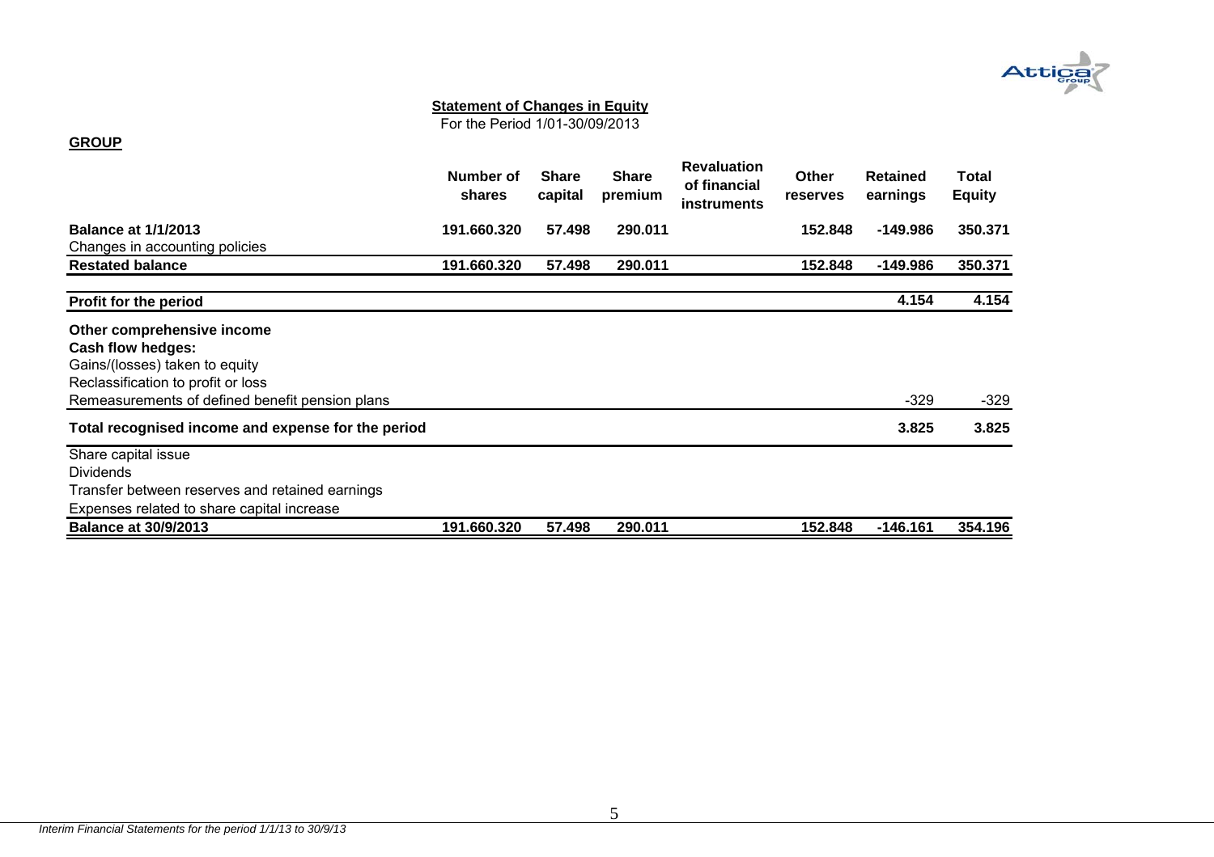## Statement of Changes in Equity

For the Period 1/01-30/09/2013

**GROUP**

| | Number of shares | Share capital | Share premium | Revaluation of financial instruments | Other reserves | Retained earnings | Total Equity |
|---|---|---|---|---|---|---|---|
| **Balance at 1/1/2013** | **191.660.320** | **57.498** | **290.011** | | **152.848** | **-149.986** | **350.371** |
| Changes in accounting policies | | | | | | | |
| **Restated balance** | **191.660.320** | **57.498** | **290.011** | | **152.848** | **-149.986** | **350.371** |
| **Profit for the period** | | | | | | **4.154** | **4.154** |
| **Other comprehensive income** | | | | | | | |
| **Cash flow hedges:** | | | | | | | |
| Gains/(losses) taken to equity | | | | | | | |
| Reclassification to profit or loss | | | | | | | |
| Remeasurements of defined benefit pension plans | | | | | | -329 | -329 |
| **Total recognised income and expense for the period** | | | | | | **3.825** | **3.825** |
| Share capital issue | | | | | | | |
| Dividends | | | | | | | |
| Transfer between reserves and retained earnings | | | | | | | |
| Expenses related to share capital increase | | | | | | | |
| **Balance at 30/9/2013** | **191.660.320** | **57.498** | **290.011** | | **152.848** | **-146.161** | **354.196** |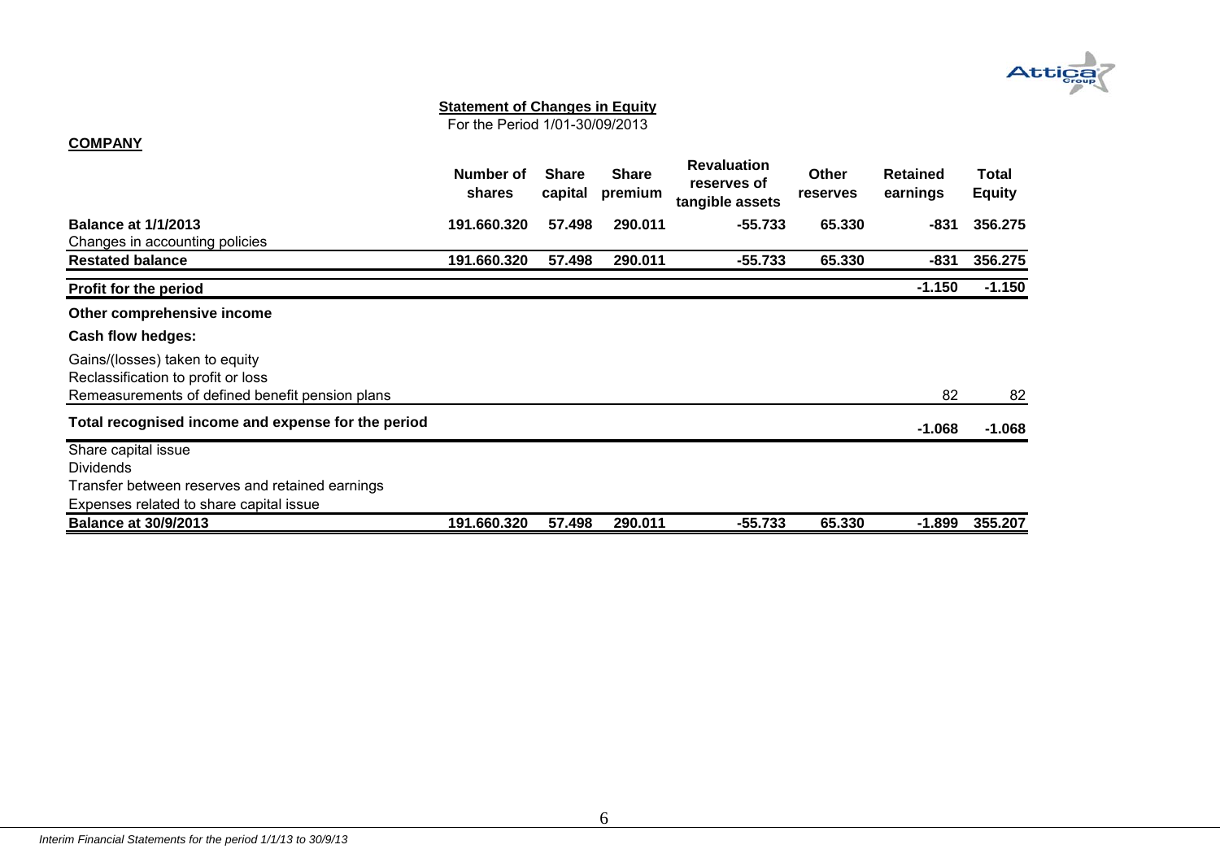**Statement of Changes in Equity**

For the Period 1/01-30/09/2013

**COMPANY**

| | Number of shares | Share capital | Share premium | Revaluation reserves of tangible assets | Other reserves | Retained earnings | Total Equity |
|---|---|---|---|---|---|---|---|
| **Balance at 1/1/2013** | **191.660.320** | **57.498** | **290.011** | **-55.733** | **65.330** | **-831** | **356.275** |
| Changes in accounting policies | | | | | | | |
| **Restated balance** | **191.660.320** | **57.498** | **290.011** | **-55.733** | **65.330** | **-831** | **356.275** |
| **Profit for the period** | | | | | | **-1.150** | **-1.150** |
| **Other comprehensive income** | | | | | | | |
| **Cash flow hedges:** | | | | | | | |
| Gains/(losses) taken to equity | | | | | | | |
| Reclassification to profit or loss | | | | | | | |
| Remeasurements of defined benefit pension plans | | | | | | 82 | 82 |
| **Total recognised income and expense for the period** | | | | | | **-1.068** | **-1.068** |
| Share capital issue | | | | | | | |
| Dividends | | | | | | | |
| Transfer between reserves and retained earnings | | | | | | | |
| Expenses related to share capital issue | | | | | | | |
| **Balance at 30/9/2013** | **191.660.320** | **57.498** | **290.011** | **-55.733** | **65.330** | **-1.899** | **355.207** |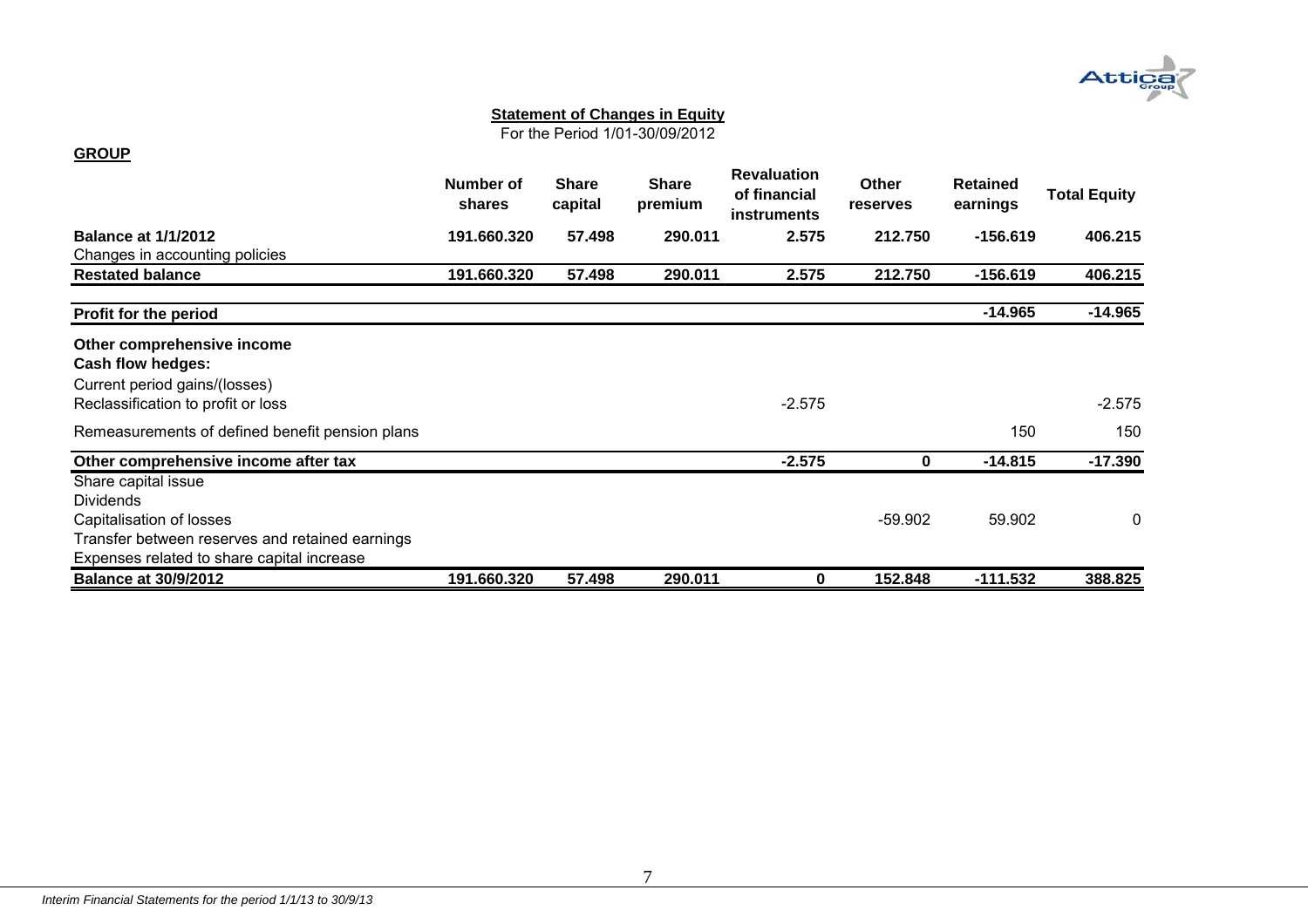**Statement of Changes in Equity**
For the Period 1/01-30/09/2012

**GROUP**

| | Number of shares | Share capital | Share premium | Revaluation of financial instruments | Other reserves | Retained earnings | Total Equity |
|---|---|---|---|---|---|---|---|
| **Balance at 1/1/2012** | **191.660.320** | **57.498** | **290.011** | **2.575** | **212.750** | **-156.619** | **406.215** |
| Changes in accounting policies | | | | | | | |
| **Restated balance** | **191.660.320** | **57.498** | **290.011** | **2.575** | **212.750** | **-156.619** | **406.215** |
| **Profit for the period** | | | | | | **-14.965** | **-14.965** |
| **Other comprehensive income** | | | | | | | |
| **Cash flow hedges:** | | | | | | | |
| Current period gains/(losses) | | | | | | | |
| Reclassification to profit or loss | | | | -2.575 | | | -2.575 |
| Remeasurements of defined benefit pension plans | | | | | | 150 | 150 |
| **Other comprehensive income after tax** | | | | **-2.575** | **0** | **-14.815** | **-17.390** |
| Share capital issue | | | | | | | |
| Dividends | | | | | | | |
| Capitalisation of losses | | | | | -59.902 | 59.902 | 0 |
| Transfer between reserves and retained earnings | | | | | | | |
| Expenses related to share capital increase | | | | | | | |
| **Balance at 30/9/2012** | **191.660.320** | **57.498** | **290.011** | **0** | **152.848** | **-111.532** | **388.825** |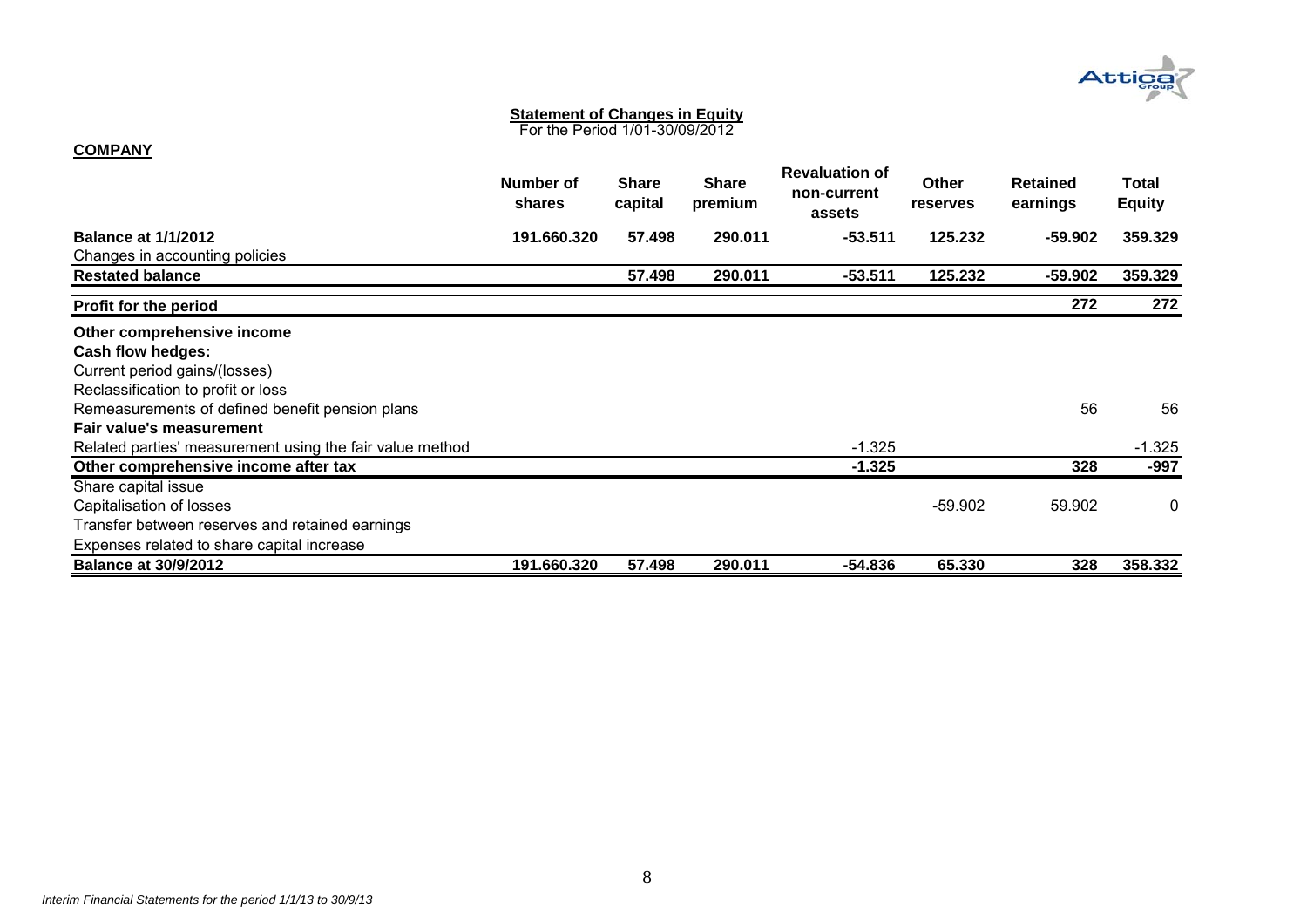**Statement of Changes in Equity**
For the Period 1/01-30/09/2012

**COMPANY**

| | Number of shares | Share capital | Share premium | Revaluation of non-current assets | Other reserves | Retained earnings | Total Equity |
|---|---|---|---|---|---|---|---|
| **Balance at 1/1/2012** | **191.660.320** | **57.498** | **290.011** | **-53.511** | **125.232** | **-59.902** | **359.329** |
| Changes in accounting policies | | | | | | | |
| **Restated balance** | | **57.498** | **290.011** | **-53.511** | **125.232** | **-59.902** | **359.329** |
| **Profit for the period** | | | | | | **272** | **272** |
| **Other comprehensive income** | | | | | | | |
| **Cash flow hedges:** | | | | | | | |
| Current period gains/(losses) | | | | | | | |
| Reclassification to profit or loss | | | | | | | |
| Remeasurements of defined benefit pension plans | | | | | | 56 | 56 |
| **Fair value's measurement** | | | | | | | |
| Related parties' measurement using the fair value method | | | | -1.325 | | | -1.325 |
| **Other comprehensive income after tax** | | | | **-1.325** | | **328** | **-997** |
| Share capital issue | | | | | | | |
| Capitalisation of losses | | | | | -59.902 | 59.902 | 0 |
| Transfer between reserves and retained earnings | | | | | | | |
| Expenses related to share capital increase | | | | | | | |
| **Balance at 30/9/2012** | **191.660.320** | **57.498** | **290.011** | **-54.836** | **65.330** | **328** | **358.332** |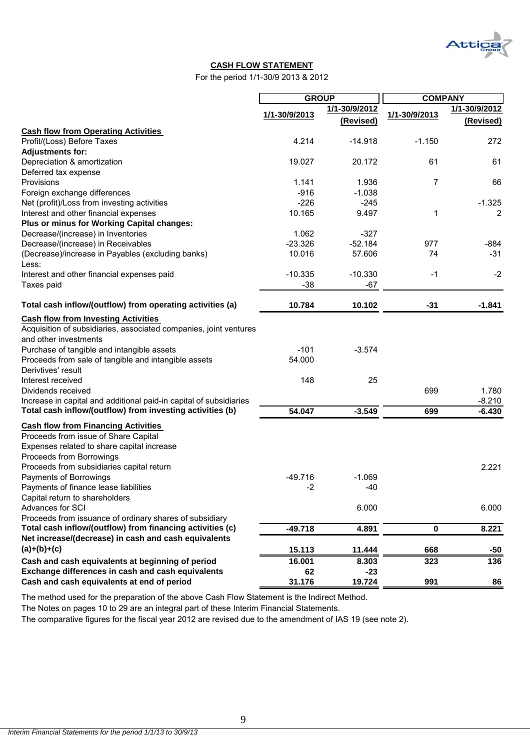## CASH FLOW STATEMENT

For the period 1/1-30/9 2013 & 2012

| | GROUP | | COMPANY | |
|---|---|---|---|---|
| | 1/1-30/9/2013 | 1/1-30/9/2012 (Revised) | 1/1-30/9/2013 | 1/1-30/9/2012 (Revised) |
| **Cash flow from Operating Activities** | | | | |
| Profit/(Loss) Before Taxes | 4.214 | -14.918 | -1.150 | 272 |
| **Adjustments for:** | | | | |
| Depreciation & amortization | 19.027 | 20.172 | 61 | 61 |
| Deferred tax expense | | | | |
| Provisions | 1.141 | 1.936 | 7 | 66 |
| Foreign exchange differences | -916 | -1.038 | | |
| Net (profit)/Loss from investing activities | -226 | -245 | | -1.325 |
| Interest and other financial expenses | 10.165 | 9.497 | 1 | 2 |
| **Plus or minus for Working Capital changes:** | | | | |
| Decrease/(increase) in Inventories | 1.062 | -327 | | |
| Decrease/(increase) in Receivables | -23.326 | -52.184 | 977 | -884 |
| (Decrease)/increase in Payables (excluding banks) | 10.016 | 57.606 | 74 | -31 |
| Less: | | | | |
| Interest and other financial expenses paid | -10.335 | -10.330 | -1 | -2 |
| Taxes paid | -38 | -67 | | |
| **Total cash inflow/(outflow) from operating activities (a)** | **10.784** | **10.102** | **-31** | **-1.841** |
| **Cash flow from Investing Activities** | | | | |
| Acquisition of subsidiaries, associated companies, joint ventures and other investments | | | | |
| Purchase of tangible and intangible assets | -101 | -3.574 | | |
| Proceeds from sale of tangible and intangible assets | 54.000 | | | |
| Derivtives' result | | | | |
| Interest received | 148 | 25 | | |
| Dividends received | | | 699 | 1.780 |
| Increase in capital and additional paid-in capital of subsidiaries | | | | -8.210 |
| **Total cash inflow/(outflow) from investing activities (b)** | **54.047** | **-3.549** | **699** | **-6.430** |
| **Cash flow from Financing Activities** | | | | |
| Proceeds from issue of Share Capital | | | | |
| Expenses related to share capital increase | | | | |
| Proceeds from Borrowings | | | | |
| Proceeds from subsidiaries capital return | | | | 2.221 |
| Payments of Borrowings | -49.716 | -1.069 | | |
| Payments of finance lease liabilities | -2 | -40 | | |
| Capital return to shareholders | | | | |
| Advances for SCI | | 6.000 | | 6.000 |
| Proceeds from issuance of ordinary shares of subsidiary | | | | |
| **Total cash inflow/(outflow) from financing activities (c)** | **-49.718** | **4.891** | **0** | **8.221** |
| **Net increase/(decrease) in cash and cash equivalents (a)+(b)+(c)** | **15.113** | **11.444** | **668** | **-50** |
| **Cash and cash equivalents at beginning of period** | **16.001** | **8.303** | **323** | **136** |
| **Exchange differences in cash and cash equivalents** | **62** | **-23** | | |
| **Cash and cash equivalents at end of period** | **31.176** | **19.724** | **991** | **86** |

The method used for the preparation of the above Cash Flow Statement is the Indirect Method.

The Notes on pages 10 to 29 are an integral part of these Interim Financial Statements.

The comparative figures for the fiscal year 2012 are revised due to the amendment of IAS 19 (see note 2).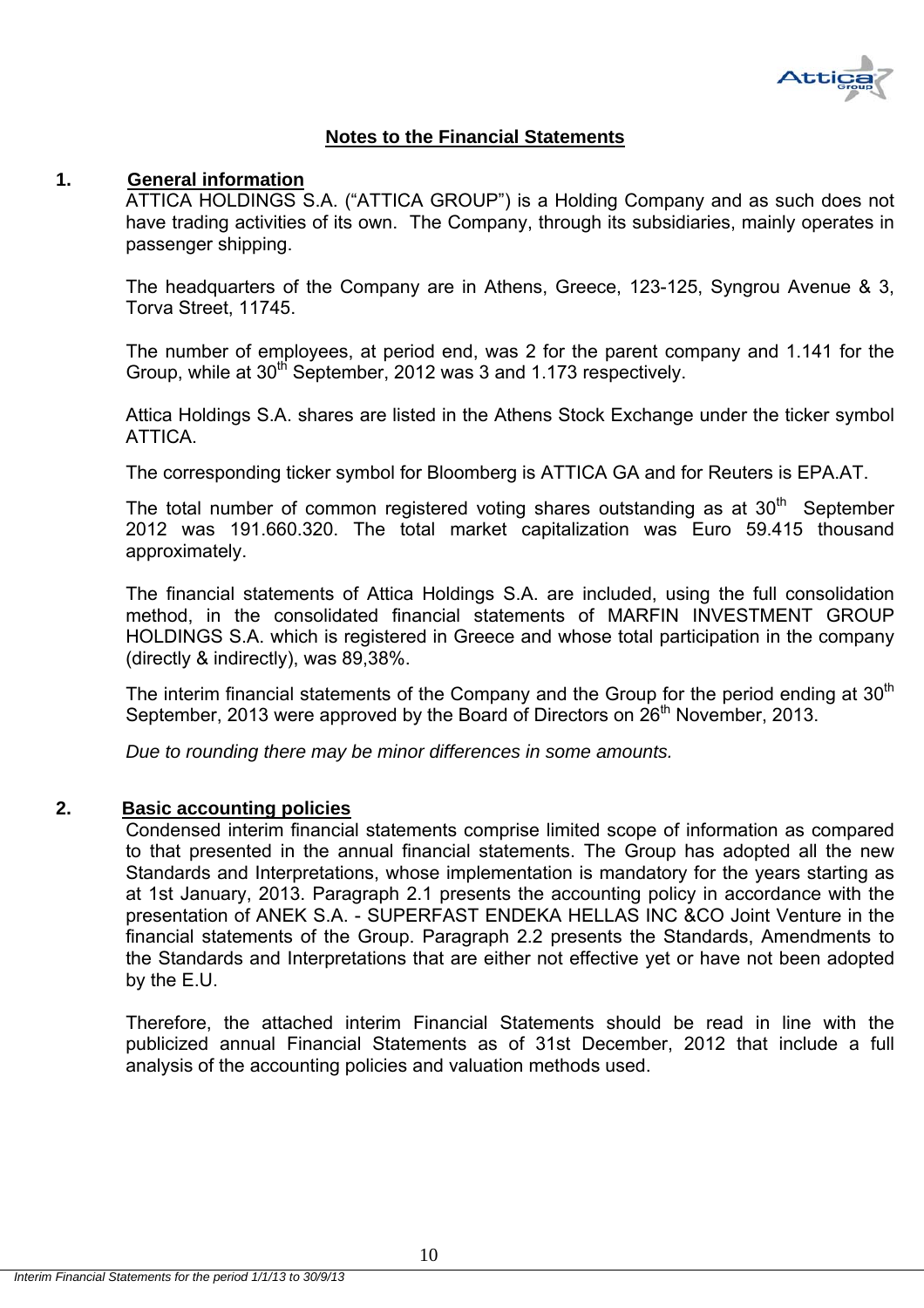## Notes to the Financial Statements

### 1. General information

ATTICA HOLDINGS S.A. ("ATTICA GROUP") is a Holding Company and as such does not have trading activities of its own. The Company, through its subsidiaries, mainly operates in passenger shipping.

The headquarters of the Company are in Athens, Greece, 123-125, Syngrou Avenue & 3, Torva Street, 11745.

The number of employees, at period end, was 2 for the parent company and 1.141 for the Group, while at 30th September, 2012 was 3 and 1.173 respectively.

Attica Holdings S.A. shares are listed in the Athens Stock Exchange under the ticker symbol ATTICA.

The corresponding ticker symbol for Bloomberg is ATTICA GA and for Reuters is EPA.AT.

The total number of common registered voting shares outstanding as at 30th September 2012 was 191.660.320. The total market capitalization was Euro 59.415 thousand approximately.

The financial statements of Attica Holdings S.A. are included, using the full consolidation method, in the consolidated financial statements of MARFIN INVESTMENT GROUP HOLDINGS S.A. which is registered in Greece and whose total participation in the company (directly & indirectly), was 89,38%.

The interim financial statements of the Company and the Group for the period ending at 30th September, 2013 were approved by the Board of Directors on 26th November, 2013.

*Due to rounding there may be minor differences in some amounts.*

### 2. Basic accounting policies

Condensed interim financial statements comprise limited scope of information as compared to that presented in the annual financial statements. The Group has adopted all the new Standards and Interpretations, whose implementation is mandatory for the years starting as at 1st January, 2013. Paragraph 2.1 presents the accounting policy in accordance with the presentation of ANEK S.A. - SUPERFAST ENDEKA HELLAS INC &CO Joint Venture in the financial statements of the Group. Paragraph 2.2 presents the Standards, Amendments to the Standards and Interpretations that are either not effective yet or have not been adopted by the E.U.

Therefore, the attached interim Financial Statements should be read in line with the publicized annual Financial Statements as of 31st December, 2012 that include a full analysis of the accounting policies and valuation methods used.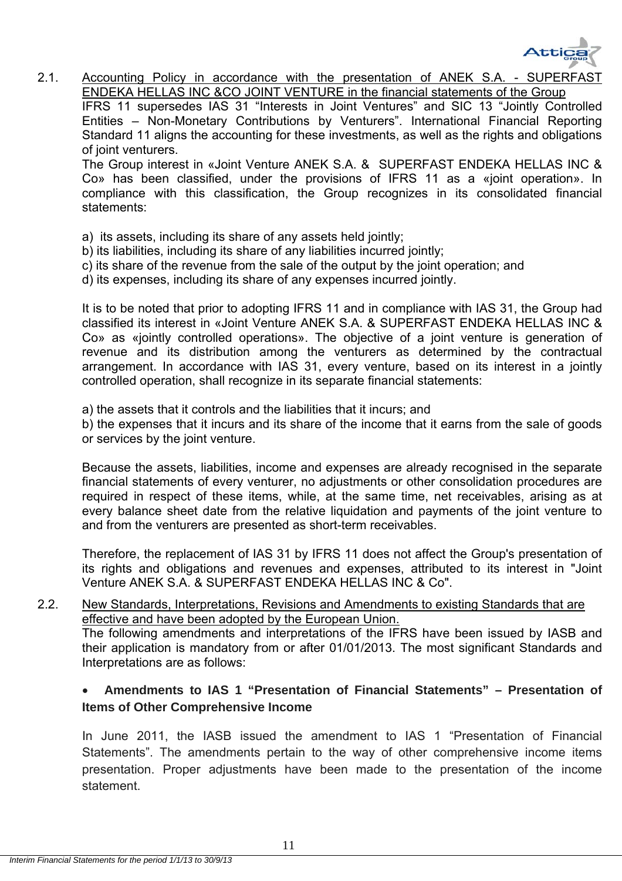2.1. <u>Accounting Policy in accordance with the presentation of ANEK S.A. - SUPERFAST ENDEKA HELLAS INC &CO JOINT VENTURE in the financial statements of the Group</u>

IFRS 11 supersedes IAS 31 “Interests in Joint Ventures” and SIC 13 “Jointly Controlled Entities – Non-Monetary Contributions by Venturers”. International Financial Reporting Standard 11 aligns the accounting for these investments, as well as the rights and obligations of joint venturers.

The Group interest in «Joint Venture ANEK S.A. & SUPERFAST ENDEKA HELLAS INC & Co» has been classified, under the provisions of IFRS 11 as a «joint operation». In compliance with this classification, the Group recognizes in its consolidated financial statements:

a) its assets, including its share of any assets held jointly;
b) its liabilities, including its share of any liabilities incurred jointly;
c) its share of the revenue from the sale of the output by the joint operation; and
d) its expenses, including its share of any expenses incurred jointly.

It is to be noted that prior to adopting IFRS 11 and in compliance with IAS 31, the Group had classified its interest in «Joint Venture ANEK S.A. & SUPERFAST ENDEKA HELLAS INC & Co» as «jointly controlled operations». The objective of a joint venture is generation of revenue and its distribution among the venturers as determined by the contractual arrangement. In accordance with IAS 31, every venture, based on its interest in a jointly controlled operation, shall recognize in its separate financial statements:

a) the assets that it controls and the liabilities that it incurs; and
b) the expenses that it incurs and its share of the income that it earns from the sale of goods or services by the joint venture.

Because the assets, liabilities, income and expenses are already recognised in the separate financial statements of every venturer, no adjustments or other consolidation procedures are required in respect of these items, while, at the same time, net receivables, arising as at every balance sheet date from the relative liquidation and payments of the joint venture to and from the venturers are presented as short-term receivables.

Therefore, the replacement of IAS 31 by IFRS 11 does not affect the Group's presentation of its rights and obligations and revenues and expenses, attributed to its interest in "Joint Venture ANEK S.A. & SUPERFAST ENDEKA HELLAS INC & Co".

2.2. <u>New Standards, Interpretations, Revisions and Amendments to existing Standards that are effective and have been adopted by the European Union.</u>

The following amendments and interpretations of the IFRS have been issued by IASB and their application is mandatory from or after 01/01/2013. The most significant Standards and Interpretations are as follows:

- **Amendments to IAS 1 “Presentation of Financial Statements” – Presentation of Items of Other Comprehensive Income**

In June 2011, the IASB issued the amendment to IAS 1 “Presentation of Financial Statements”. The amendments pertain to the way of other comprehensive income items presentation. Proper adjustments have been made to the presentation of the income statement.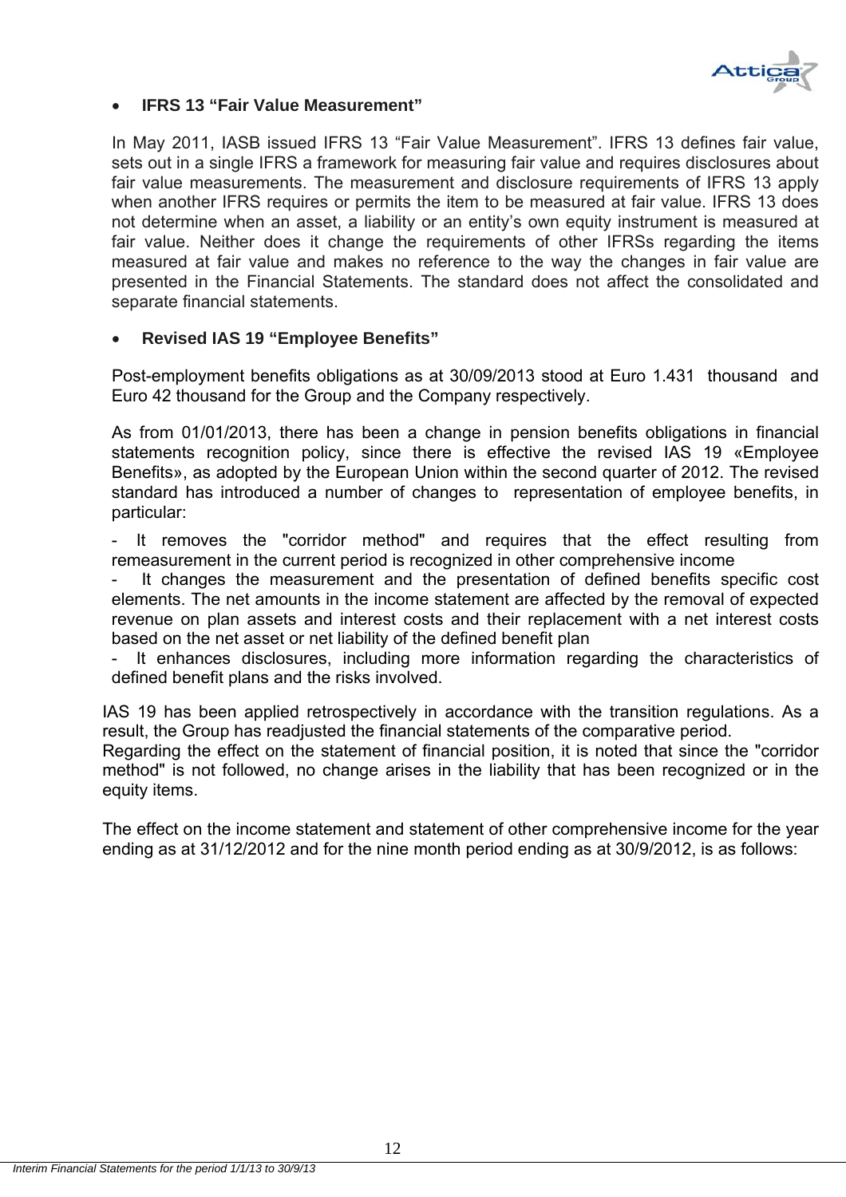- **IFRS 13 "Fair Value Measurement"**

In May 2011, IASB issued IFRS 13 "Fair Value Measurement". IFRS 13 defines fair value, sets out in a single IFRS a framework for measuring fair value and requires disclosures about fair value measurements. The measurement and disclosure requirements of IFRS 13 apply when another IFRS requires or permits the item to be measured at fair value. IFRS 13 does not determine when an asset, a liability or an entity's own equity instrument is measured at fair value. Neither does it change the requirements of other IFRSs regarding the items measured at fair value and makes no reference to the way the changes in fair value are presented in the Financial Statements. The standard does not affect the consolidated and separate financial statements.

- **Revised IAS 19 "Employee Benefits"**

Post-employment benefits obligations as at 30/09/2013 stood at Euro 1.431 thousand and Euro 42 thousand for the Group and the Company respectively.

As from 01/01/2013, there has been a change in pension benefits obligations in financial statements recognition policy, since there is effective the revised IAS 19 «Employee Benefits», as adopted by the European Union within the second quarter of 2012. The revised standard has introduced a number of changes to representation of employee benefits, in particular:

- It removes the "corridor method" and requires that the effect resulting from remeasurement in the current period is recognized in other comprehensive income
- It changes the measurement and the presentation of defined benefits specific cost elements. The net amounts in the income statement are affected by the removal of expected revenue on plan assets and interest costs and their replacement with a net interest costs based on the net asset or net liability of the defined benefit plan
- It enhances disclosures, including more information regarding the characteristics of defined benefit plans and the risks involved.

IAS 19 has been applied retrospectively in accordance with the transition regulations. As a result, the Group has readjusted the financial statements of the comparative period.
Regarding the effect on the statement of financial position, it is noted that since the "corridor method" is not followed, no change arises in the liability that has been recognized or in the equity items.

The effect on the income statement and statement of other comprehensive income for the year ending as at 31/12/2012 and for the nine month period ending as at 30/9/2012, is as follows: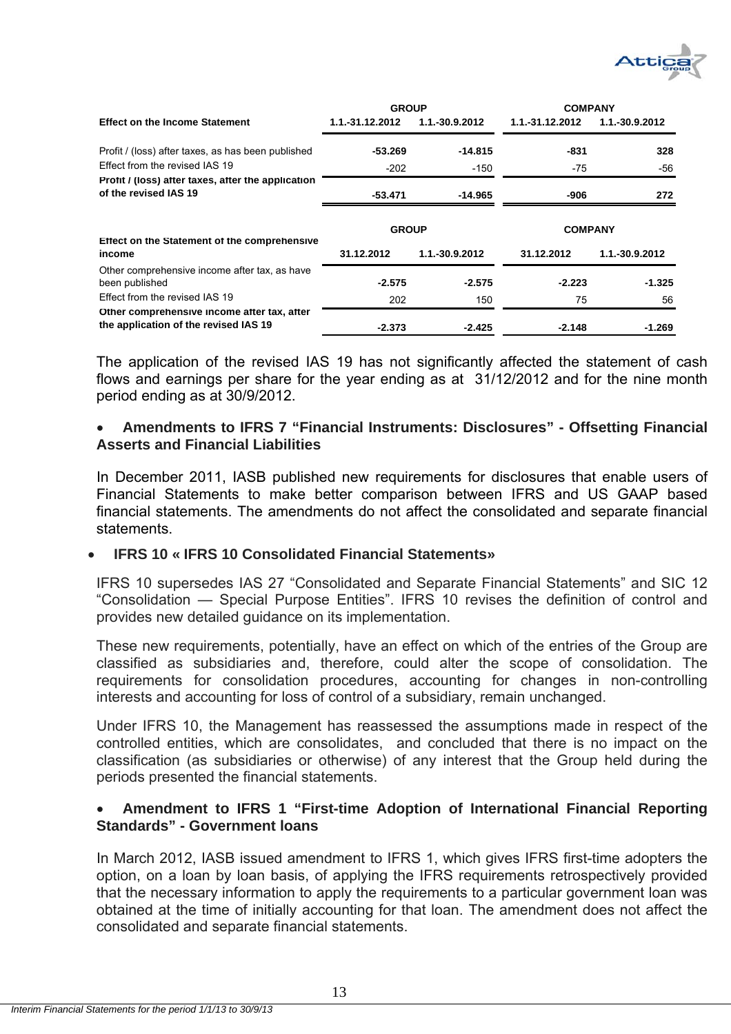| Effect on the Income Statement | GROUP | | COMPANY | |
|---|---|---|---|---|
| | 1.1.-31.12.2012 | 1.1.-30.9.2012 | 1.1.-31.12.2012 | 1.1.-30.9.2012 |
| Profit / (loss) after taxes, as has been published | -53.269 | -14.815 | -831 | 328 |
| Effect from the revised IAS 19 | -202 | -150 | -75 | -56 |
| Profit / (loss) after taxes, after the application of the revised IAS 19 | -53.471 | -14.965 | -906 | 272 |

| Effect on the Statement of the comprehensive income | GROUP | | COMPANY | |
|---|---|---|---|---|
| | 31.12.2012 | 1.1.-30.9.2012 | 31.12.2012 | 1.1.-30.9.2012 |
| Other comprehensive income after tax, as have been published | -2.575 | -2.575 | -2.223 | -1.325 |
| Effect from the revised IAS 19 | 202 | 150 | 75 | 56 |
| Other comprehensive income after tax, after the application of the revised IAS 19 | -2.373 | -2.425 | -2.148 | -1.269 |

The application of the revised IAS 19 has not significantly affected the statement of cash flows and earnings per share for the year ending as at 31/12/2012 and for the nine month period ending as at 30/9/2012.

- **Amendments to IFRS 7 "Financial Instruments: Disclosures" - Offsetting Financial Asserts and Financial Liabilities**

In December 2011, IASB published new requirements for disclosures that enable users of Financial Statements to make better comparison between IFRS and US GAAP based financial statements. The amendments do not affect the consolidated and separate financial statements.

- **IFRS 10 « IFRS 10 Consolidated Financial Statements»**

IFRS 10 supersedes IAS 27 "Consolidated and Separate Financial Statements" and SIC 12 "Consolidation — Special Purpose Entities". IFRS 10 revises the definition of control and provides new detailed guidance on its implementation.

These new requirements, potentially, have an effect on which of the entries of the Group are classified as subsidiaries and, therefore, could alter the scope of consolidation. The requirements for consolidation procedures, accounting for changes in non-controlling interests and accounting for loss of control of a subsidiary, remain unchanged.

Under IFRS 10, the Management has reassessed the assumptions made in respect of the controlled entities, which are consolidates, and concluded that there is no impact on the classification (as subsidiaries or otherwise) of any interest that the Group held during the periods presented the financial statements.

- **Amendment to IFRS 1 "First-time Adoption of International Financial Reporting Standards" - Government loans**

In March 2012, IASB issued amendment to IFRS 1, which gives IFRS first-time adopters the option, on a loan by loan basis, of applying the IFRS requirements retrospectively provided that the necessary information to apply the requirements to a particular government loan was obtained at the time of initially accounting for that loan. The amendment does not affect the consolidated and separate financial statements.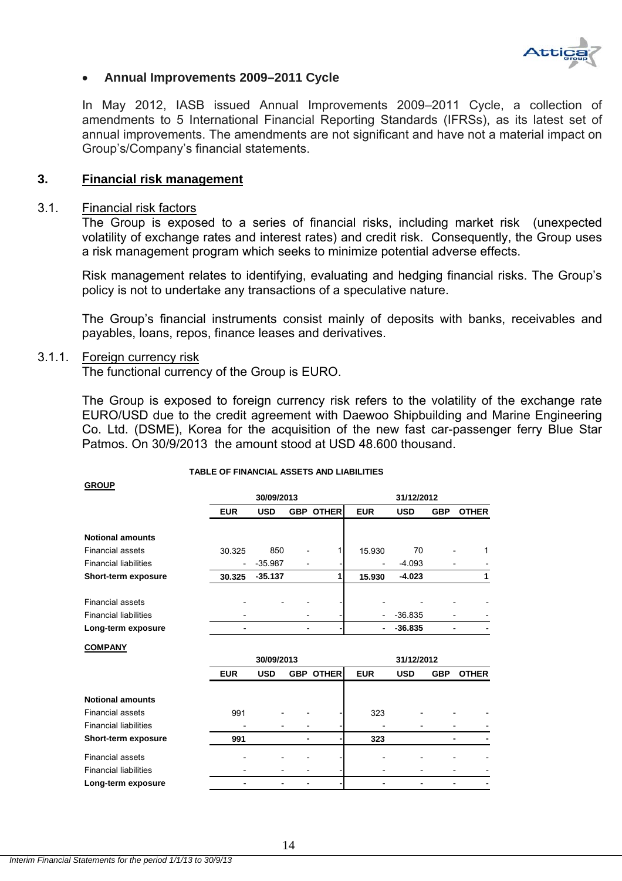- **Annual Improvements 2009–2011 Cycle**

In May 2012, IASB issued Annual Improvements 2009–2011 Cycle, a collection of amendments to 5 International Financial Reporting Standards (IFRSs), as its latest set of annual improvements. The amendments are not significant and have not a material impact on Group's/Company's financial statements.

## 3. Financial risk management

### 3.1. Financial risk factors

The Group is exposed to a series of financial risks, including market risk (unexpected volatility of exchange rates and interest rates) and credit risk. Consequently, the Group uses a risk management program which seeks to minimize potential adverse effects.

Risk management relates to identifying, evaluating and hedging financial risks. The Group's policy is not to undertake any transactions of a speculative nature.

The Group's financial instruments consist mainly of deposits with banks, receivables and payables, loans, repos, finance leases and derivatives.

### 3.1.1. Foreign currency risk

The functional currency of the Group is EURO.

The Group is exposed to foreign currency risk refers to the volatility of the exchange rate EURO/USD due to the credit agreement with Daewoo Shipbuilding and Marine Engineering Co. Ltd. (DSME), Korea for the acquisition of the new fast car-passenger ferry Blue Star Patmos. On 30/9/2013 the amount stood at USD 48.600 thousand.

**TABLE OF FINANCIAL ASSETS AND LIABILITIES**

**GROUP**

| | 30/09/2013 | | | | 31/12/2012 | | | |
|---|---|---|---|---|---|---|---|---|
| | EUR | USD | GBP | OTHER | EUR | USD | GBP | OTHER |
| **Notional amounts** | | | | | | | | |
| Financial assets | 30.325 | 850 | - | 1 | 15.930 | 70 | - | 1 |
| Financial liabilities | - | -35.987 | - | - | - | -4.093 | - | - |
| **Short-term exposure** | **30.325** | **-35.137** | | **1** | **15.930** | **-4.023** | | **1** |
| Financial assets | - | - | - | - | - | - | - | - |
| Financial liabilities | - | | - | - | - | -36.835 | - | - |
| **Long-term exposure** | **-** | | **-** | **-** | **-** | **-36.835** | **-** | **-** |

**COMPANY**

| | 30/09/2013 | | | | 31/12/2012 | | | |
|---|---|---|---|---|---|---|---|---|
| | EUR | USD | GBP | OTHER | EUR | USD | GBP | OTHER |
| **Notional amounts** | | | | | | | | |
| Financial assets | 991 | - | - | - | 323 | - | - | - |
| Financial liabilities | - | - | - | - | - | - | - | - |
| **Short-term exposure** | **991** | | **-** | **-** | **323** | | **-** | **-** |
| Financial assets | - | - | - | - | - | - | - | - |
| Financial liabilities | - | - | - | - | - | - | - | - |
| **Long-term exposure** | **-** | **-** | **-** | **-** | **-** | **-** | **-** | **-** |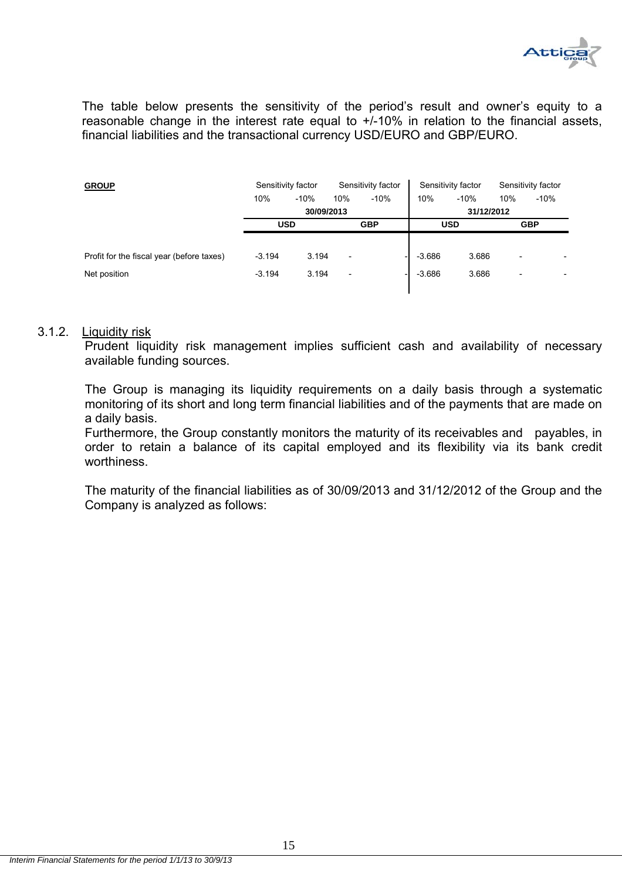The table below presents the sensitivity of the period's result and owner's equity to a reasonable change in the interest rate equal to +/-10% in relation to the financial assets, financial liabilities and the transactional currency USD/EURO and GBP/EURO.

| **GROUP** | Sensitivity factor | | Sensitivity factor | | Sensitivity factor | | Sensitivity factor | |
|---|---|---|---|---|---|---|---|---|
| | 10% | -10% | 10% | -10% | 10% | -10% | 10% | -10% |
| | **30/09/2013** | | | | **31/12/2012** | | | |
| | **USD** | | **GBP** | | **USD** | | **GBP** | |
| Profit for the fiscal year (before taxes) | -3.194 | 3.194 | - | - | -3.686 | 3.686 | - | - |
| Net position | -3.194 | 3.194 | - | - | -3.686 | 3.686 | - | - |

### 3.1.2. Liquidity risk

Prudent liquidity risk management implies sufficient cash and availability of necessary available funding sources.

The Group is managing its liquidity requirements on a daily basis through a systematic monitoring of its short and long term financial liabilities and of the payments that are made on a daily basis.
Furthermore, the Group constantly monitors the maturity of its receivables and payables, in order to retain a balance of its capital employed and its flexibility via its bank credit worthiness.

The maturity of the financial liabilities as of 30/09/2013 and 31/12/2012 of the Group and the Company is analyzed as follows: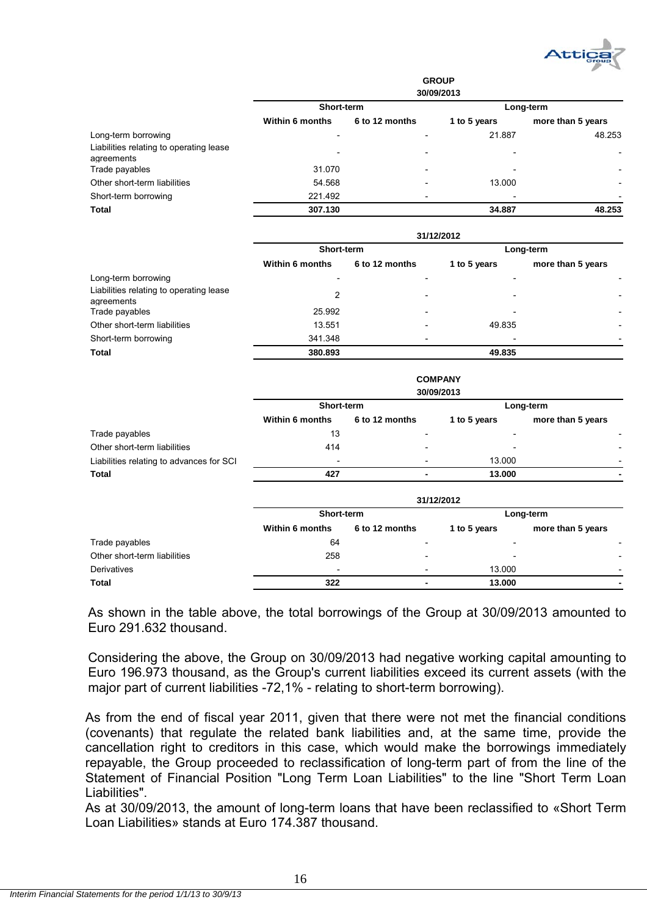| GROUP 30/09/2013 | | | | |
|---|---|---|---|---|
| | Short-term | | Long-term | |
| | Within 6 months | 6 to 12 months | 1 to 5 years | more than 5 years |
| Long-term borrowing | - | - | 21.887 | 48.253 |
| Liabilities relating to operating lease agreements | - | - | - | - |
| Trade payables | 31.070 | - | - | - |
| Other short-term liabilities | 54.568 | - | 13.000 | - |
| Short-term borrowing | 221.492 | - | - | - |
| **Total** | **307.130** | | **34.887** | **48.253** |

| 31/12/2012 | | | | |
|---|---|---|---|---|
| | Short-term | | Long-term | |
| | Within 6 months | 6 to 12 months | 1 to 5 years | more than 5 years |
| Long-term borrowing | - | - | - | - |
| Liabilities relating to operating lease agreements | 2 | - | - | - |
| Trade payables | 25.992 | - | - | - |
| Other short-term liabilities | 13.551 | - | 49.835 | - |
| Short-term borrowing | 341.348 | - | - | - |
| **Total** | **380.893** | | **49.835** | |

| COMPANY 30/09/2013 | | | | |
|---|---|---|---|---|
| | Short-term | | Long-term | |
| | Within 6 months | 6 to 12 months | 1 to 5 years | more than 5 years |
| Trade payables | 13 | - | - | - |
| Other short-term liabilities | 414 | - | - | - |
| Liabilities relating to advances for SCI | - | - | 13.000 | - |
| **Total** | **427** | **-** | **13.000** | **-** |

| 31/12/2012 | | | | |
|---|---|---|---|---|
| | Short-term | | Long-term | |
| | Within 6 months | 6 to 12 months | 1 to 5 years | more than 5 years |
| Trade payables | 64 | - | - | - |
| Other short-term liabilities | 258 | - | - | - |
| Derivatives | - | - | 13.000 | - |
| **Total** | **322** | **-** | **13.000** | **-** |

As shown in the table above, the total borrowings of the Group at 30/09/2013 amounted to Euro 291.632 thousand.

Considering the above, the Group on 30/09/2013 had negative working capital amounting to Euro 196.973 thousand, as the Group's current liabilities exceed its current assets (with the major part of current liabilities -72,1% - relating to short-term borrowing).

As from the end of fiscal year 2011, given that there were not met the financial conditions (covenants) that regulate the related bank liabilities and, at the same time, provide the cancellation right to creditors in this case, which would make the borrowings immediately repayable, the Group proceeded to reclassification of long-term part of from the line of the Statement of Financial Position "Long Term Loan Liabilities" to the line "Short Term Loan Liabilities".
As at 30/09/2013, the amount of long-term loans that have been reclassified to «Short Term Loan Liabilities» stands at Euro 174.387 thousand.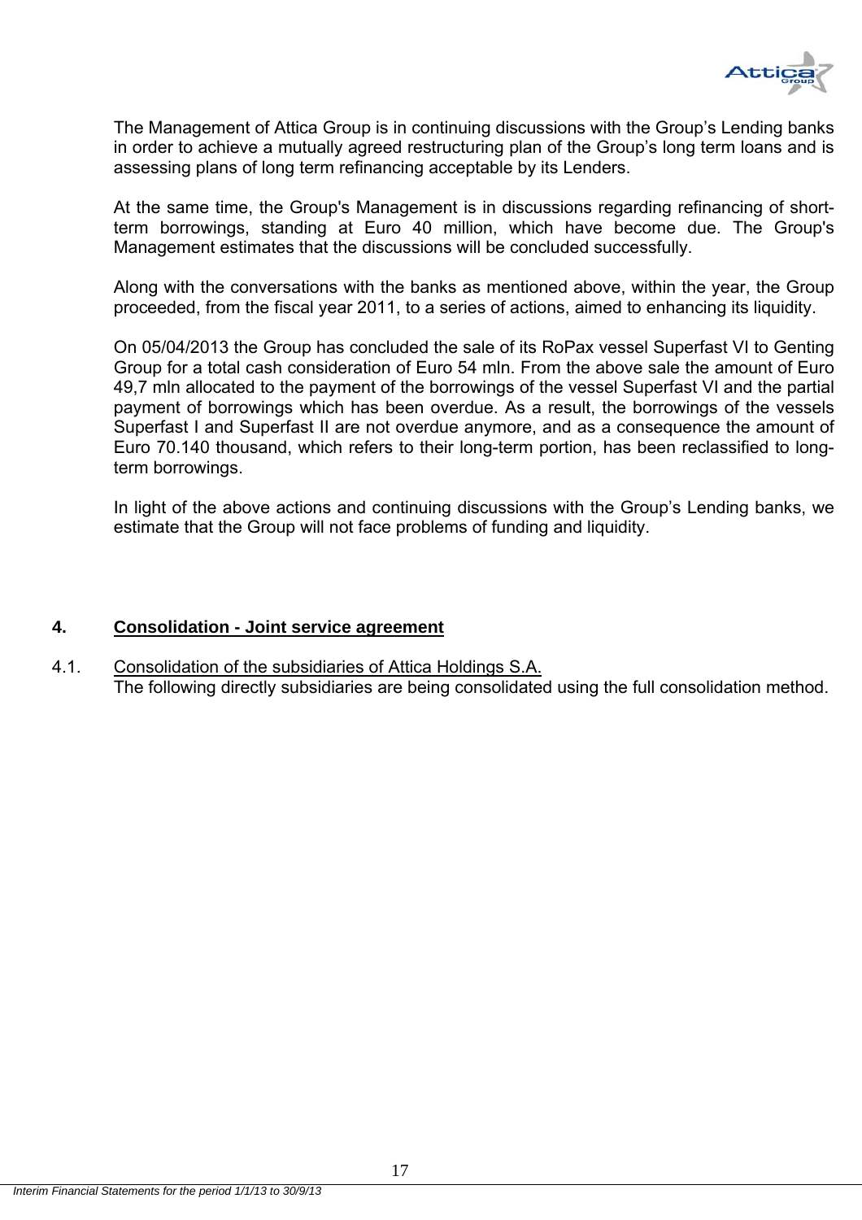The Management of Attica Group is in continuing discussions with the Group's Lending banks in order to achieve a mutually agreed restructuring plan of the Group's long term loans and is assessing plans of long term refinancing acceptable by its Lenders.

At the same time, the Group's Management is in discussions regarding refinancing of short-term borrowings, standing at Euro 40 million, which have become due. The Group's Management estimates that the discussions will be concluded successfully.

Along with the conversations with the banks as mentioned above, within the year, the Group proceeded, from the fiscal year 2011, to a series of actions, aimed to enhancing its liquidity.

On 05/04/2013 the Group has concluded the sale of its RoPax vessel Superfast VI to Genting Group for a total cash consideration of Euro 54 mln. From the above sale the amount of Euro 49,7 mln allocated to the payment of the borrowings of the vessel Superfast VI and the partial payment of borrowings which has been overdue. As a result, the borrowings of the vessels Superfast I and Superfast II are not overdue anymore, and as a consequence the amount of Euro 70.140 thousand, which refers to their long-term portion, has been reclassified to long-term borrowings.

In light of the above actions and continuing discussions with the Group's Lending banks, we estimate that the Group will not face problems of funding and liquidity.

## 4. Consolidation - Joint service agreement

### 4.1. Consolidation of the subsidiaries of Attica Holdings S.A.

The following directly subsidiaries are being consolidated using the full consolidation method.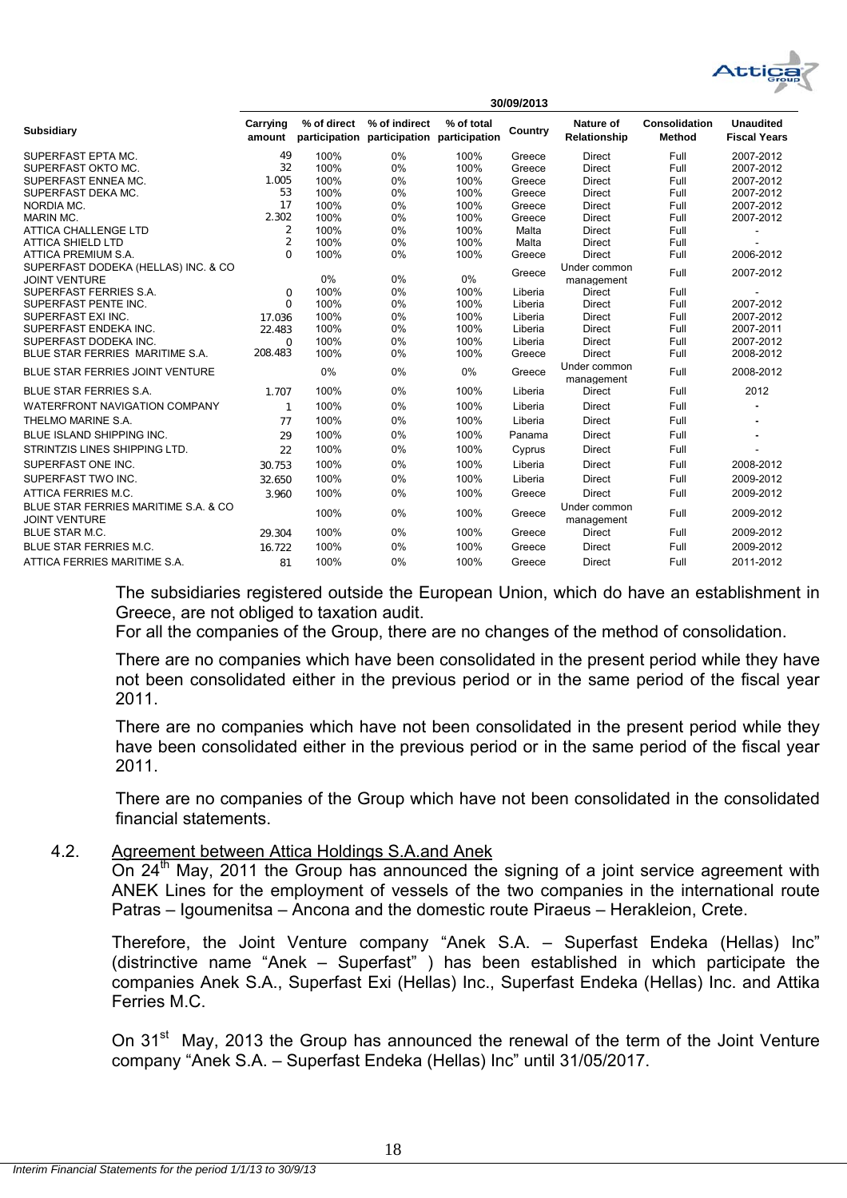| Subsidiary | 30/09/2013 | | | | | | | |
|---|---|---|---|---|---|---|---|---|
| | Carrying amount | % of direct participation | % of indirect participation | % of total participation | Country | Nature of Relationship | Consolidation Method | Unaudited Fiscal Years |
| SUPERFAST EPTA MC. | 49 | 100% | 0% | 100% | Greece | Direct | Full | 2007-2012 |
| SUPERFAST OKTO MC. | 32 | 100% | 0% | 100% | Greece | Direct | Full | 2007-2012 |
| SUPERFAST ENNEA MC. | 1.005 | 100% | 0% | 100% | Greece | Direct | Full | 2007-2012 |
| SUPERFAST DEKA MC. | 53 | 100% | 0% | 100% | Greece | Direct | Full | 2007-2012 |
| NORDIA MC. | 17 | 100% | 0% | 100% | Greece | Direct | Full | 2007-2012 |
| MARIN MC. | 2.302 | 100% | 0% | 100% | Greece | Direct | Full | 2007-2012 |
| ATTICA CHALLENGE LTD | 2 | 100% | 0% | 100% | Malta | Direct | Full | - |
| ATTICA SHIELD LTD | 2 | 100% | 0% | 100% | Malta | Direct | Full | - |
| ATTICA PREMIUM S.A. | 0 | 100% | 0% | 100% | Greece | Direct | Full | 2006-2012 |
| SUPERFAST DODEKA (HELLAS) INC. & CO JOINT VENTURE | | 0% | 0% | 0% | Greece | Under common management | Full | 2007-2012 |
| SUPERFAST FERRIES S.A. | 0 | 100% | 0% | 100% | Liberia | Direct | Full | - |
| SUPERFAST PENTE INC. | 0 | 100% | 0% | 100% | Liberia | Direct | Full | 2007-2012 |
| SUPERFAST EXI INC. | 17.036 | 100% | 0% | 100% | Liberia | Direct | Full | 2007-2012 |
| SUPERFAST ENDEKA INC. | 22.483 | 100% | 0% | 100% | Liberia | Direct | Full | 2007-2011 |
| SUPERFAST DODEKA INC. | 0 | 100% | 0% | 100% | Liberia | Direct | Full | 2007-2012 |
| BLUE STAR FERRIES MARITIME S.A. | 208.483 | 100% | 0% | 100% | Greece | Direct | Full | 2008-2012 |
| BLUE STAR FERRIES JOINT VENTURE | | 0% | 0% | 0% | Greece | Under common management | Full | 2008-2012 |
| BLUE STAR FERRIES S.A. | 1.707 | 100% | 0% | 100% | Liberia | Direct | Full | 2012 |
| WATERFRONT NAVIGATION COMPANY | 1 | 100% | 0% | 100% | Liberia | Direct | Full | - |
| THELMO MARINE S.A. | 77 | 100% | 0% | 100% | Liberia | Direct | Full | - |
| BLUE ISLAND SHIPPING INC. | 29 | 100% | 0% | 100% | Panama | Direct | Full | - |
| STRINTZIS LINES SHIPPING LTD. | 22 | 100% | 0% | 100% | Cyprus | Direct | Full | - |
| SUPERFAST ONE INC. | 30.753 | 100% | 0% | 100% | Liberia | Direct | Full | 2008-2012 |
| SUPERFAST TWO INC. | 32.650 | 100% | 0% | 100% | Liberia | Direct | Full | 2009-2012 |
| ATTICA FERRIES M.C. | 3.960 | 100% | 0% | 100% | Greece | Direct | Full | 2009-2012 |
| BLUE STAR FERRIES MARITIME S.A. & CO JOINT VENTURE | | 100% | 0% | 100% | Greece | Under common management | Full | 2009-2012 |
| BLUE STAR M.C. | 29.304 | 100% | 0% | 100% | Greece | Direct | Full | 2009-2012 |
| BLUE STAR FERRIES M.C. | 16.722 | 100% | 0% | 100% | Greece | Direct | Full | 2009-2012 |
| ATTICA FERRIES MARITIME S.A. | 81 | 100% | 0% | 100% | Greece | Direct | Full | 2011-2012 |

The subsidiaries registered outside the European Union, which do have an establishment in Greece, are not obliged to taxation audit.
For all the companies of the Group, there are no changes of the method of consolidation.

There are no companies which have been consolidated in the present period while they have not been consolidated either in the previous period or in the same period of the fiscal year 2011.

There are no companies which have not been consolidated in the present period while they have been consolidated either in the previous period or in the same period of the fiscal year 2011.

There are no companies of the Group which have not been consolidated in the consolidated financial statements.

## 4.2. Agreement between Attica Holdings S.A.and Anek

On 24th May, 2011 the Group has announced the signing of a joint service agreement with ANEK Lines for the employment of vessels of the two companies in the international route Patras – Igoumenitsa – Ancona and the domestic route Piraeus – Herakleion, Crete.

Therefore, the Joint Venture company "Anek S.A. – Superfast Endeka (Hellas) Inc" (distrinctive name "Anek – Superfast" ) has been established in which participate the companies Anek S.A., Superfast Exi (Hellas) Inc., Superfast Endeka (Hellas) Inc. and Attika Ferries M.C.

On 31st May, 2013 the Group has announced the renewal of the term of the Joint Venture company "Anek S.A. – Superfast Endeka (Hellas) Inc" until 31/05/2017.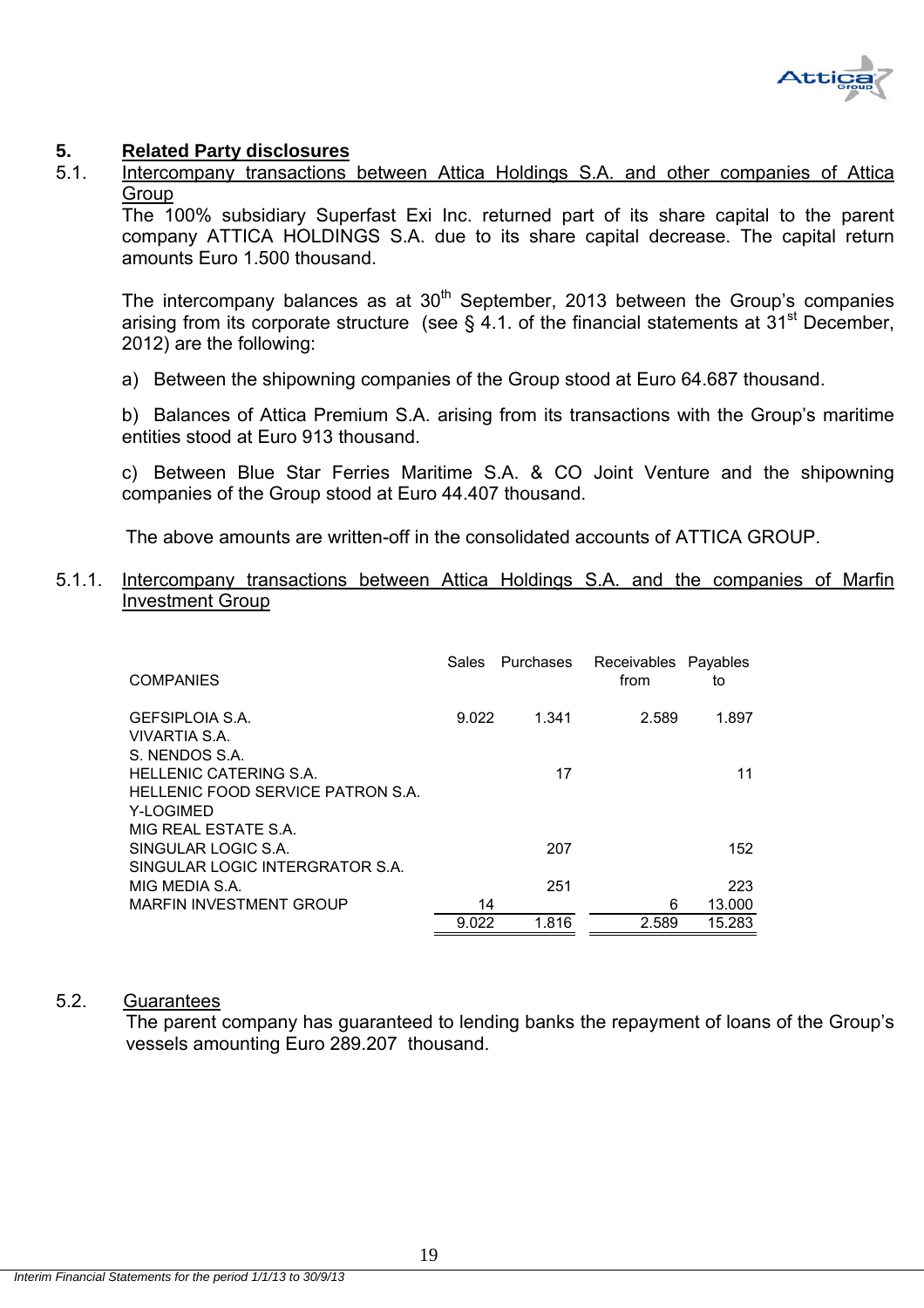## 5. Related Party disclosures

### 5.1. Intercompany transactions between Attica Holdings S.A. and other companies of Attica Group

The 100% subsidiary Superfast Exi Inc. returned part of its share capital to the parent company ATTICA HOLDINGS S.A. due to its share capital decrease. The capital return amounts Euro 1.500 thousand.

The intercompany balances as at 30th September, 2013 between the Group's companies arising from its corporate structure (see § 4.1. of the financial statements at 31st December, 2012) are the following:

a) Between the shipowning companies of the Group stood at Euro 64.687 thousand.

b) Balances of Attica Premium S.A. arising from its transactions with the Group's maritime entities stood at Euro 913 thousand.

c) Between Blue Star Ferries Maritime S.A. & CO Joint Venture and the shipowning companies of the Group stood at Euro 44.407 thousand.

The above amounts are written-off in the consolidated accounts of ATTICA GROUP.

#### 5.1.1. Intercompany transactions between Attica Holdings S.A. and the companies of Marfin Investment Group

| COMPANIES | Sales | Purchases | Receivables from | Payables to |
|---|---|---|---|---|
| GEFSIPLOIA S.A. | 9.022 | 1.341 | 2.589 | 1.897 |
| VIVARTIA S.A. | | | | |
| S. NENDOS S.A. | | | | |
| HELLENIC CATERING S.A. | | 17 | | 11 |
| HELLENIC FOOD SERVICE PATRON S.A. | | | | |
| Y-LOGIMED | | | | |
| MIG REAL ESTATE S.A. | | | | |
| SINGULAR LOGIC S.A. | | 207 | | 152 |
| SINGULAR LOGIC INTERGRATOR S.A. | | | | |
| MIG MEDIA S.A. | | 251 | | 223 |
| MARFIN INVESTMENT GROUP | | 14 | 6 | 13.000 |
| | 9.022 | 1.816 | 2.589 | 15.283 |

### 5.2. Guarantees

The parent company has guaranteed to lending banks the repayment of loans of the Group's vessels amounting Euro 289.207 thousand.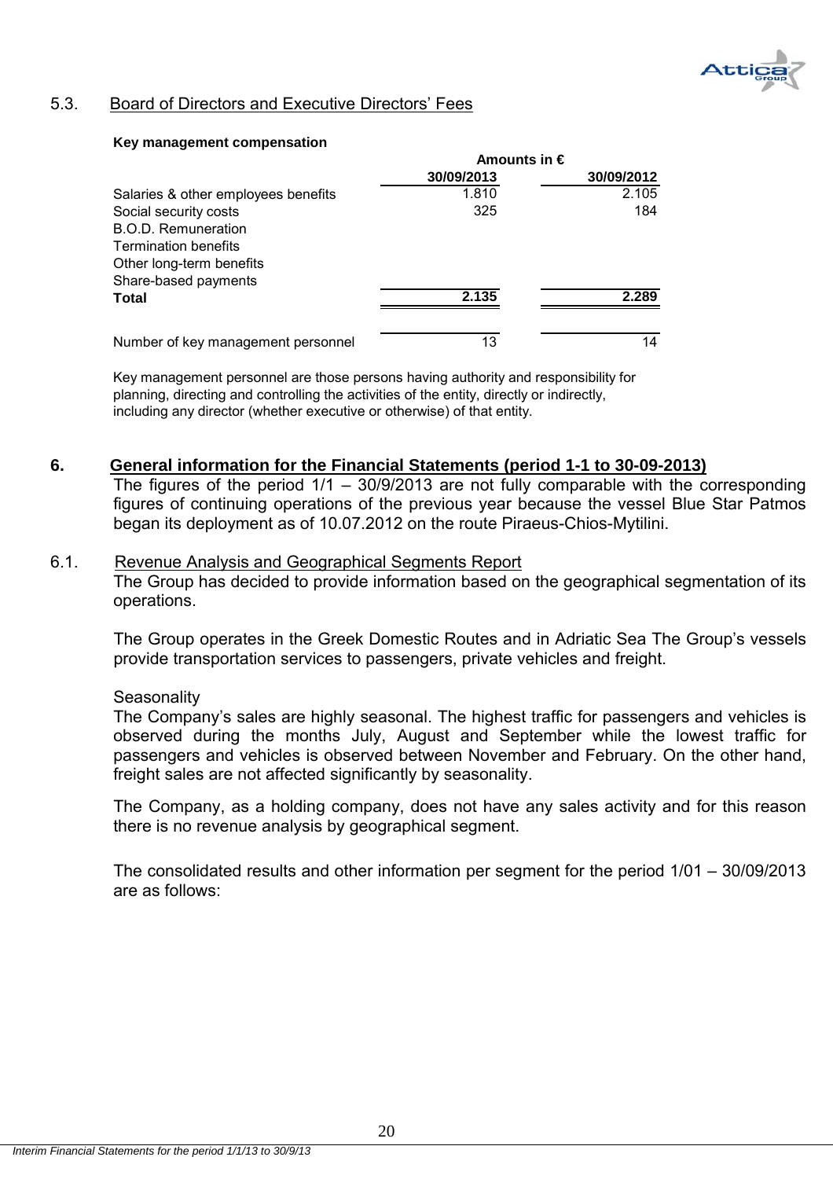### 5.3. Board of Directors and Executive Directors' Fees

**Key management compensation**

| | Amounts in € | |
|---|---|---|
| | **30/09/2013** | **30/09/2012** |
| Salaries & other employees benefits | 1.810 | 2.105 |
| Social security costs | 325 | 184 |
| B.O.D. Remuneration | | |
| Termination benefits | | |
| Other long-term benefits | | |
| Share-based payments | | |
| **Total** | **2.135** | **2.289** |
| | | |
| Number of key management personnel | 13 | 14 |

Key management personnel are those persons having authority and responsibility for planning, directing and controlling the activities of the entity, directly or indirectly, including any director (whether executive or otherwise) of that entity.

## 6. General information for the Financial Statements (period 1-1 to 30-09-2013)

The figures of the period 1/1 – 30/9/2013 are not fully comparable with the corresponding figures of continuing operations of the previous year because the vessel Blue Star Patmos began its deployment as of 10.07.2012 on the route Piraeus-Chios-Mytilini.

### 6.1. Revenue Analysis and Geographical Segments Report

The Group has decided to provide information based on the geographical segmentation of its operations.

The Group operates in the Greek Domestic Routes and in Adriatic Sea The Group's vessels provide transportation services to passengers, private vehicles and freight.

Seasonality

The Company's sales are highly seasonal. The highest traffic for passengers and vehicles is observed during the months July, August and September while the lowest traffic for passengers and vehicles is observed between November and February. On the other hand, freight sales are not affected significantly by seasonality.

The Company, as a holding company, does not have any sales activity and for this reason there is no revenue analysis by geographical segment.

The consolidated results and other information per segment for the period 1/01 – 30/09/2013 are as follows: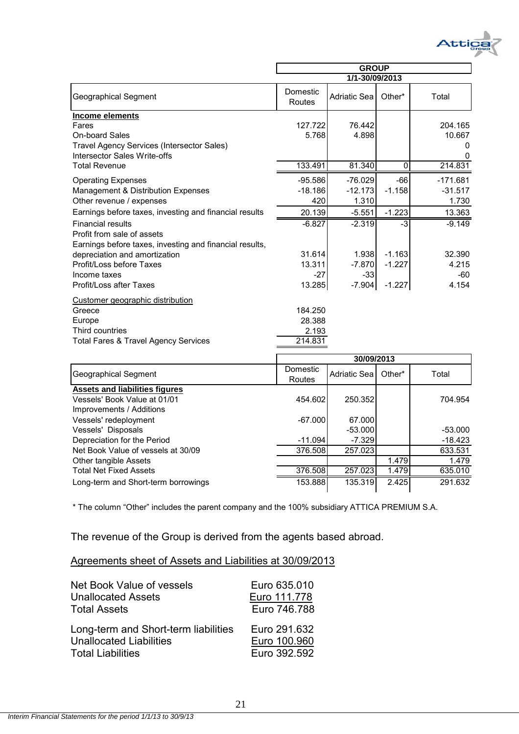| Geographical Segment | GROUP 1/1-30/09/2013 | | | |
|---|---|---|---|---|
| | Domestic Routes | Adriatic Sea | Other* | Total |
| **Income elements** | | | | |
| Fares | 127.722 | 76.442 | | 204.165 |
| On-board Sales | 5.768 | 4.898 | | 10.667 |
| Travel Agency Services (Intersector Sales) | | | | 0 |
| Intersector Sales Write-offs | | | | 0 |
| Total Revenue | 133.491 | 81.340 | 0 | 214.831 |
| Operating Expenses | -95.586 | -76.029 | -66 | -171.681 |
| Management & Distribution Expenses | -18.186 | -12.173 | -1.158 | -31.517 |
| Other revenue / expenses | 420 | 1.310 | | 1.730 |
| Earnings before taxes, investing and financial results | 20.139 | -5.551 | -1.223 | 13.363 |
| Financial results | -6.827 | -2.319 | -3 | -9.149 |
| Profit from sale of assets | | | | |
| Earnings before taxes, investing and financial results, depreciation and amortization | 31.614 | 1.938 | -1.163 | 32.390 |
| Profit/Loss before Taxes | 13.311 | -7.870 | -1.227 | 4.215 |
| Income taxes | -27 | -33 | | -60 |
| Profit/Loss after Taxes | 13.285 | -7.904 | -1.227 | 4.154 |
| Customer geographic distribution | | | | |
| Greece | 184.250 | | | |
| Europe | 28.388 | | | |
| Third countries | 2.193 | | | |
| Total Fares & Travel Agency Services | 214.831 | | | |

| Geographical Segment | 30/09/2013 | | | |
|---|---|---|---|---|
| | Domestic Routes | Adriatic Sea | Other* | Total |
| **Assets and liabilities figures** | | | | |
| Vessels' Book Value at 01/01 | 454.602 | 250.352 | | 704.954 |
| Improvements / Additions | | | | |
| Vessels' redeployment | -67.000 | 67.000 | | |
| Vessels' Disposals | | -53.000 | | -53.000 |
| Depreciation for the Period | -11.094 | -7.329 | | -18.423 |
| Net Book Value of vessels at 30/09 | 376.508 | 257.023 | | 633.531 |
| Other tangible Assets | | | 1.479 | 1.479 |
| Total Net Fixed Assets | 376.508 | 257.023 | 1.479 | 635.010 |
| Long-term and Short-term borrowings | 153.888 | 135.319 | 2.425 | 291.632 |

* The column "Other" includes the parent company and the 100% subsidiary ATTICA PREMIUM S.A.

The revenue of the Group is derived from the agents based abroad.

Agreements sheet of Assets and Liabilities at 30/09/2013

| | |
|---|---|
| Net Book Value of vessels | Euro 635.010 |
| Unallocated Assets | Euro 111.778 |
| Total Assets | Euro 746.788 |
| Long-term and Short-term liabilities | Euro 291.632 |
| Unallocated Liabilities | Euro 100.960 |
| Total Liabilities | Euro 392.592 |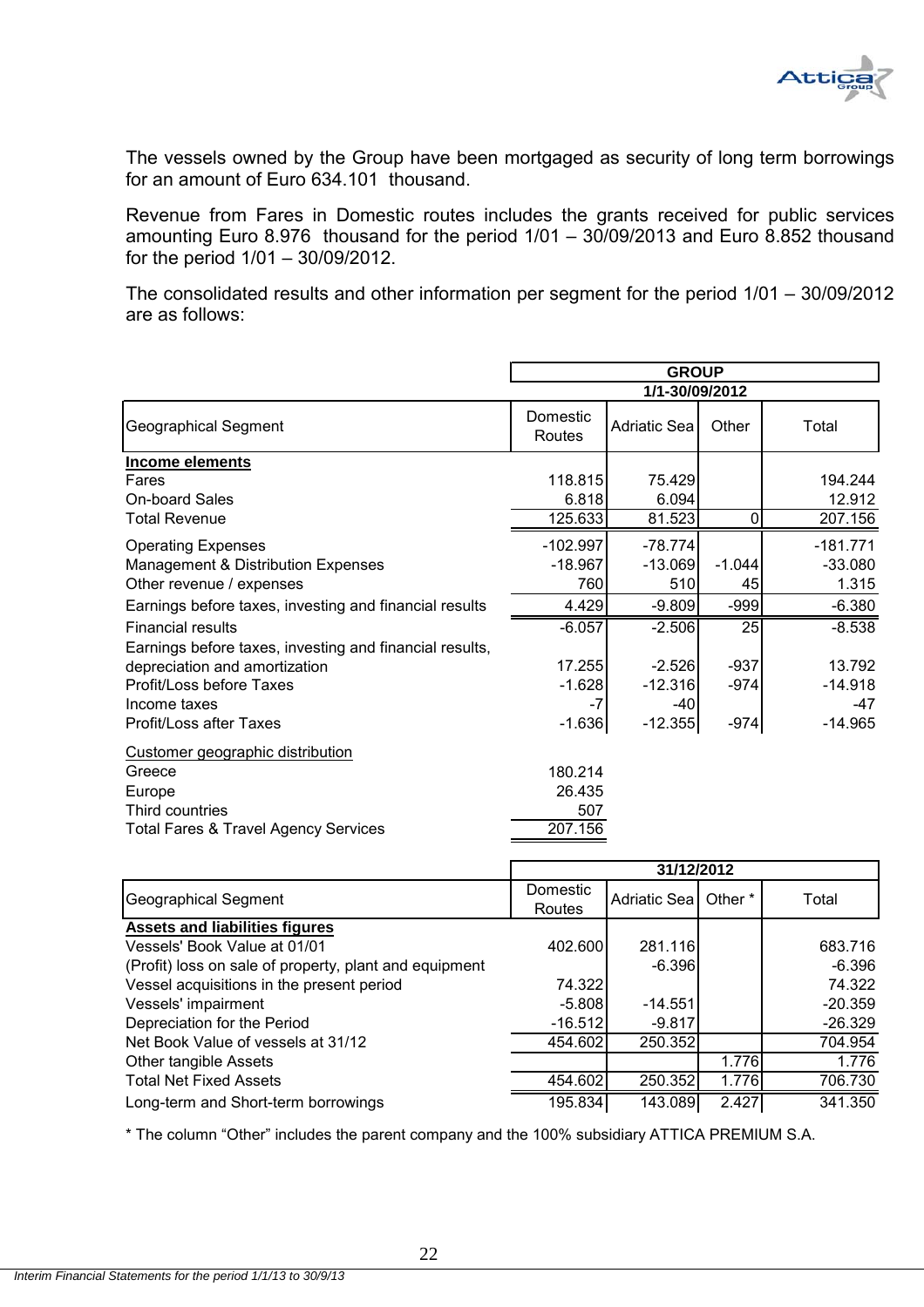The vessels owned by the Group have been mortgaged as security of long term borrowings for an amount of Euro 634.101 thousand.

Revenue from Fares in Domestic routes includes the grants received for public services amounting Euro 8.976 thousand for the period 1/01 – 30/09/2013 and Euro 8.852 thousand for the period 1/01 – 30/09/2012.

The consolidated results and other information per segment for the period 1/01 – 30/09/2012 are as follows:

| | GROUP | | | |
|---|---|---|---|---|
| | 1/1-30/09/2012 | | | |
| Geographical Segment | Domestic Routes | Adriatic Sea | Other | Total |
| **Income elements** | | | | |
| Fares | 118.815 | 75.429 | | 194.244 |
| On-board Sales | 6.818 | 6.094 | | 12.912 |
| Total Revenue | 125.633 | 81.523 | 0 | 207.156 |
| Operating Expenses | -102.997 | -78.774 | | -181.771 |
| Management & Distribution Expenses | -18.967 | -13.069 | -1.044 | -33.080 |
| Other revenue / expenses | 760 | 510 | 45 | 1.315 |
| Earnings before taxes, investing and financial results | 4.429 | -9.809 | -999 | -6.380 |
| Financial results | -6.057 | -2.506 | 25 | -8.538 |
| Earnings before taxes, investing and financial results, depreciation and amortization | 17.255 | -2.526 | -937 | 13.792 |
| Profit/Loss before Taxes | -1.628 | -12.316 | -974 | -14.918 |
| Income taxes | -7 | -40 | | -47 |
| Profit/Loss after Taxes | -1.636 | -12.355 | -974 | -14.965 |
| Customer geographic distribution | | | | |
| Greece | 180.214 | | | |
| Europe | 26.435 | | | |
| Third countries | 507 | | | |
| Total Fares & Travel Agency Services | 207.156 | | | |

| | 31/12/2012 | | | |
|---|---|---|---|---|
| Geographical Segment | Domestic Routes | Adriatic Sea | Other * | Total |
| **Assets and liabilities figures** | | | | |
| Vessels' Book Value at 01/01 | 402.600 | 281.116 | | 683.716 |
| (Profit) loss on sale of property, plant and equipment | | -6.396 | | -6.396 |
| Vessel acquisitions in the present period | 74.322 | | | 74.322 |
| Vessels' impairment | -5.808 | -14.551 | | -20.359 |
| Depreciation for the Period | -16.512 | -9.817 | | -26.329 |
| Net Book Value of vessels at 31/12 | 454.602 | 250.352 | | 704.954 |
| Other tangible Assets | | | 1.776 | 1.776 |
| Total Net Fixed Assets | 454.602 | 250.352 | 1.776 | 706.730 |
| Long-term and Short-term borrowings | 195.834 | 143.089 | 2.427 | 341.350 |

* The column "Other" includes the parent company and the 100% subsidiary ATTICA PREMIUM S.A.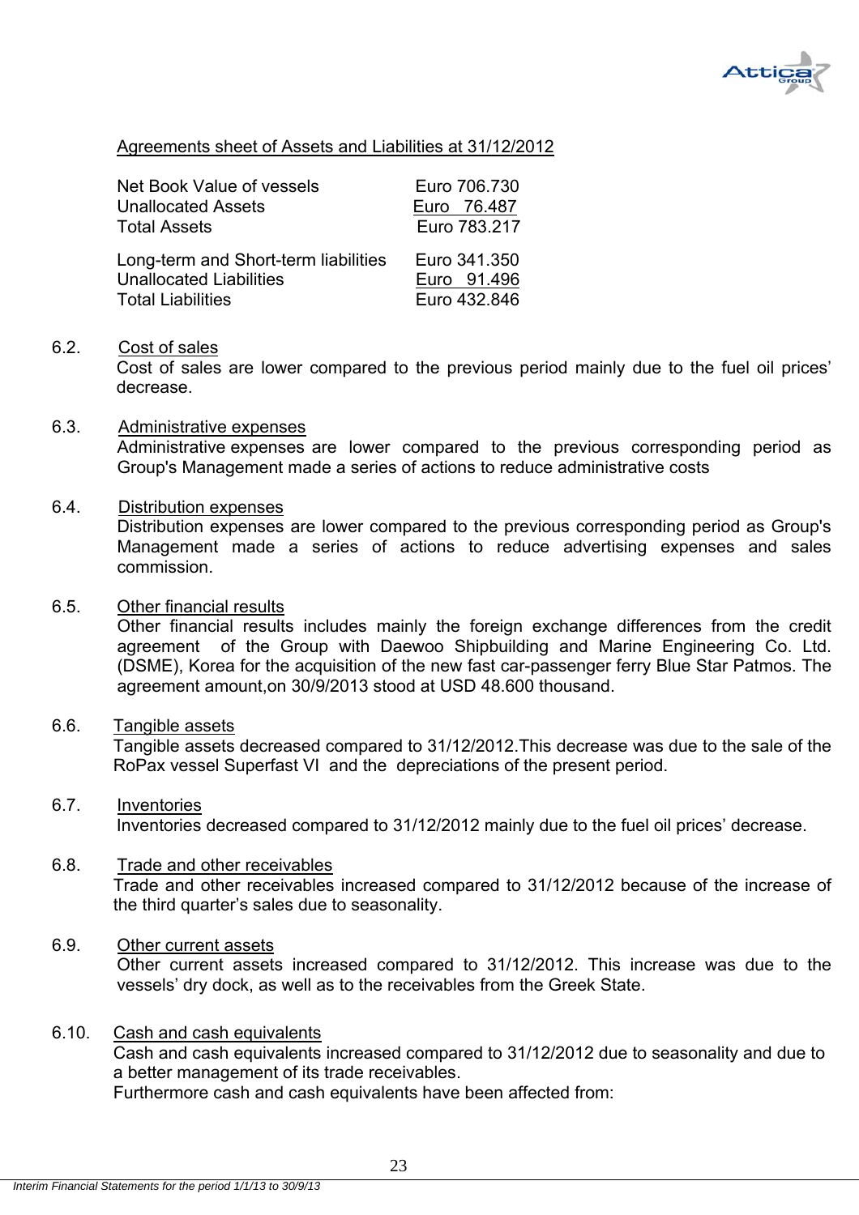Agreements sheet of Assets and Liabilities at 31/12/2012

| | |
|---|---|
| Net Book Value of vessels | Euro 706.730 |
| Unallocated Assets | Euro 76.487 |
| Total Assets | Euro 783.217 |
| | |
| Long-term and Short-term liabilities | Euro 341.350 |
| Unallocated Liabilities | Euro 91.496 |
| Total Liabilities | Euro 432.846 |

6.2. Cost of sales

Cost of sales are lower compared to the previous period mainly due to the fuel oil prices' decrease.

6.3. Administrative expenses

Administrative expenses are lower compared to the previous corresponding period as Group's Management made a series of actions to reduce administrative costs

6.4. Distribution expenses

Distribution expenses are lower compared to the previous corresponding period as Group's Management made a series of actions to reduce advertising expenses and sales commission.

6.5. Other financial results

Other financial results includes mainly the foreign exchange differences from the credit agreement of the Group with Daewoo Shipbuilding and Marine Engineering Co. Ltd. (DSME), Korea for the acquisition of the new fast car-passenger ferry Blue Star Patmos. The agreement amount,on 30/9/2013 stood at USD 48.600 thousand.

6.6. Tangible assets

Tangible assets decreased compared to 31/12/2012.This decrease was due to the sale of the RoPax vessel Superfast VI and the depreciations of the present period.

6.7. Inventories

Inventories decreased compared to 31/12/2012 mainly due to the fuel oil prices' decrease.

6.8. Trade and other receivables

Trade and other receivables increased compared to 31/12/2012 because of the increase of the third quarter's sales due to seasonality.

6.9. Other current assets

Other current assets increased compared to 31/12/2012. This increase was due to the vessels' dry dock, as well as to the receivables from the Greek State.

6.10. Cash and cash equivalents

Cash and cash equivalents increased compared to 31/12/2012 due to seasonality and due to a better management of its trade receivables.

Furthermore cash and cash equivalents have been affected from: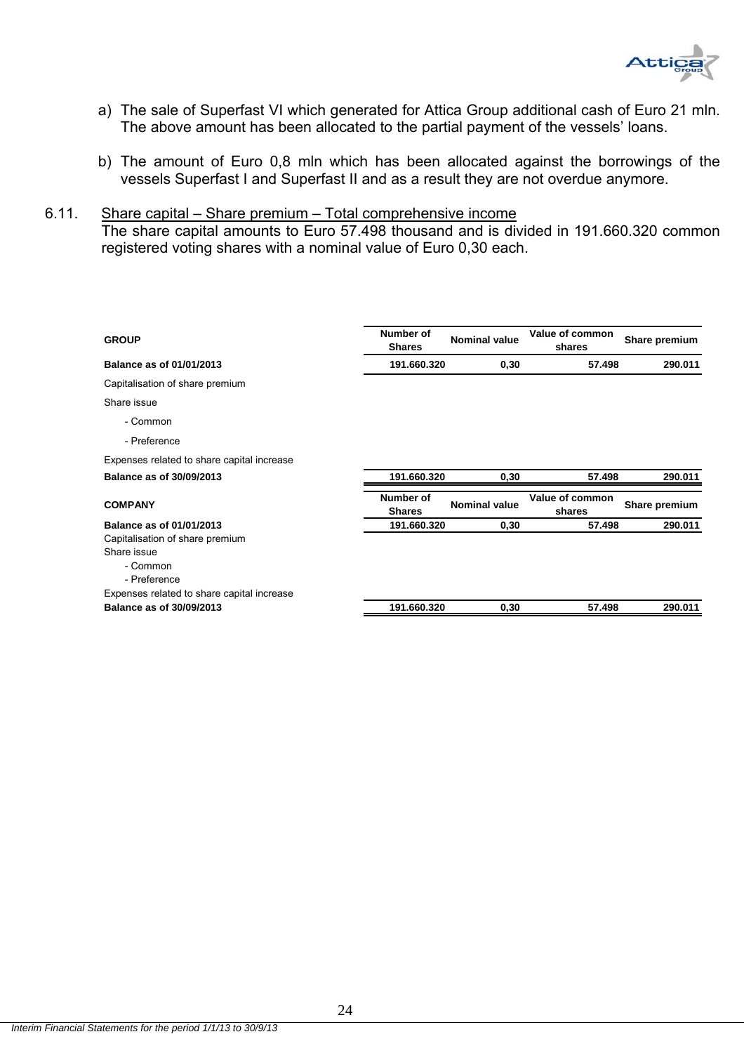a) The sale of Superfast VI which generated for Attica Group additional cash of Euro 21 mln. The above amount has been allocated to the partial payment of the vessels' loans.

b) The amount of Euro 0,8 mln which has been allocated against the borrowings of the vessels Superfast I and Superfast II and as a result they are not overdue anymore.

## 6.11. Share capital – Share premium – Total comprehensive income

The share capital amounts to Euro 57.498 thousand and is divided in 191.660.320 common registered voting shares with a nominal value of Euro 0,30 each.

| **GROUP** | **Number of Shares** | **Nominal value** | **Value of common shares** | **Share premium** |
|---|---|---|---|---|
| **Balance as of 01/01/2013** | **191.660.320** | **0,30** | **57.498** | **290.011** |
| Capitalisation of share premium | | | | |
| Share issue | | | | |
| - Common | | | | |
| - Preference | | | | |
| Expenses related to share capital increase | | | | |
| **Balance as of 30/09/2013** | **191.660.320** | **0,30** | **57.498** | **290.011** |

| **COMPANY** | **Number of Shares** | **Nominal value** | **Value of common shares** | **Share premium** |
|---|---|---|---|---|
| **Balance as of 01/01/2013** | **191.660.320** | **0,30** | **57.498** | **290.011** |
| Capitalisation of share premium | | | | |
| Share issue | | | | |
| - Common | | | | |
| - Preference | | | | |
| Expenses related to share capital increase | | | | |
| **Balance as of 30/09/2013** | **191.660.320** | **0,30** | **57.498** | **290.011** |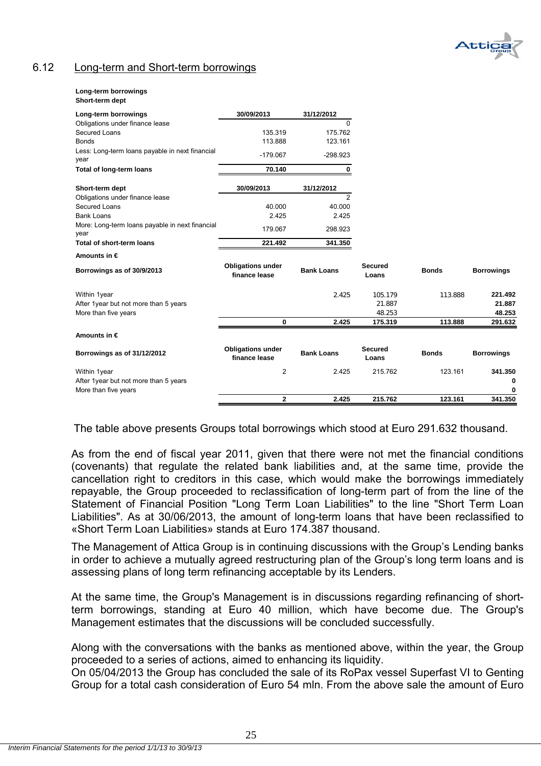## 6.12 Long-term and Short-term borrowings

**Long-term borrowings**
**Short-term dept**

| **Long-term borrowings** | **30/09/2013** | **31/12/2012** |
|---|---|---|
| Obligations under finance lease | | 0 |
| Secured Loans | 135.319 | 175.762 |
| Bonds | 113.888 | 123.161 |
| Less: Long-term loans payable in next financial year | -179.067 | -298.923 |
| **Total of long-term loans** | **70.140** | **0** |

| **Short-term dept** | **30/09/2013** | **31/12/2012** |
|---|---|---|
| Obligations under finance lease | | 2 |
| Secured Loans | 40.000 | 40.000 |
| Bank Loans | 2.425 | 2.425 |
| More: Long-term loans payable in next financial year | 179.067 | 298.923 |
| **Total of short-term loans** | **221.492** | **341.350** |

**Amounts in €**

| **Borrowings as of 30/9/2013** | **Obligations under finance lease** | **Bank Loans** | **Secured Loans** | **Bonds** | **Borrowings** |
|---|---|---|---|---|---|
| Within 1year | | 2.425 | 105.179 | 113.888 | **221.492** |
| After 1year but not more than 5 years | | | 21.887 | | **21.887** |
| More than five years | | | 48.253 | | **48.253** |
| | **0** | **2.425** | **175.319** | **113.888** | **291.632** |

**Amounts in €**

| **Borrowings as of 31/12/2012** | **Obligations under finance lease** | **Bank Loans** | **Secured Loans** | **Bonds** | **Borrowings** |
|---|---|---|---|---|---|
| Within 1year | 2 | 2.425 | 215.762 | 123.161 | **341.350** |
| After 1year but not more than 5 years | | | | | **0** |
| More than five years | | | | | **0** |
| | **2** | **2.425** | **215.762** | **123.161** | **341.350** |

The table above presents Groups total borrowings which stood at Euro 291.632 thousand.

As from the end of fiscal year 2011, given that there were not met the financial conditions (covenants) that regulate the related bank liabilities and, at the same time, provide the cancellation right to creditors in this case, which would make the borrowings immediately repayable, the Group proceeded to reclassification of long-term part of from the line of the Statement of Financial Position "Long Term Loan Liabilities" to the line "Short Term Loan Liabilities". As at 30/06/2013, the amount of long-term loans that have been reclassified to «Short Term Loan Liabilities» stands at Euro 174.387 thousand.

The Management of Attica Group is in continuing discussions with the Group's Lending banks in order to achieve a mutually agreed restructuring plan of the Group's long term loans and is assessing plans of long term refinancing acceptable by its Lenders.

At the same time, the Group's Management is in discussions regarding refinancing of short-term borrowings, standing at Euro 40 million, which have become due. The Group's Management estimates that the discussions will be concluded successfully.

Along with the conversations with the banks as mentioned above, within the year, the Group proceeded to a series of actions, aimed to enhancing its liquidity.
On 05/04/2013 the Group has concluded the sale of its RoPax vessel Superfast VI to Genting Group for a total cash consideration of Euro 54 mln. From the above sale the amount of Euro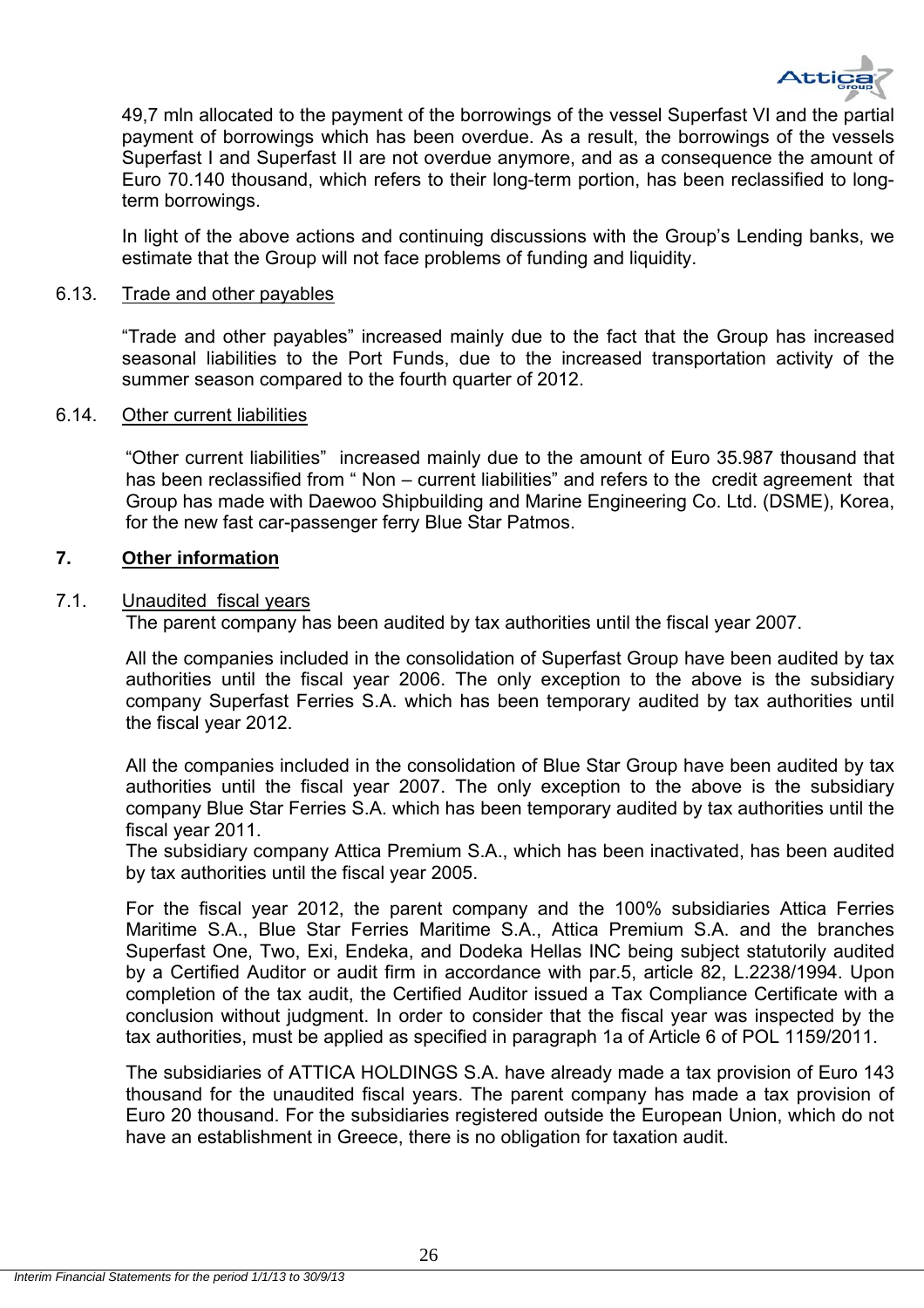49,7 mln allocated to the payment of the borrowings of the vessel Superfast VI and the partial payment of borrowings which has been overdue. As a result, the borrowings of the vessels Superfast I and Superfast II are not overdue anymore, and as a consequence the amount of Euro 70.140 thousand, which refers to their long-term portion, has been reclassified to long-term borrowings.

In light of the above actions and continuing discussions with the Group's Lending banks, we estimate that the Group will not face problems of funding and liquidity.

### 6.13. Trade and other payables

"Trade and other payables" increased mainly due to the fact that the Group has increased seasonal liabilities to the Port Funds, due to the increased transportation activity of the summer season compared to the fourth quarter of 2012.

### 6.14. Other current liabilities

"Other current liabilities" increased mainly due to the amount of Euro 35.987 thousand that has been reclassified from " Non – current liabilities" and refers to the credit agreement that Group has made with Daewoo Shipbuilding and Marine Engineering Co. Ltd. (DSME), Korea, for the new fast car-passenger ferry Blue Star Patmos.

## 7. Other information

### 7.1. Unaudited fiscal years

The parent company has been audited by tax authorities until the fiscal year 2007.

All the companies included in the consolidation of Superfast Group have been audited by tax authorities until the fiscal year 2006. The only exception to the above is the subsidiary company Superfast Ferries S.A. which has been temporary audited by tax authorities until the fiscal year 2012.

All the companies included in the consolidation of Blue Star Group have been audited by tax authorities until the fiscal year 2007. The only exception to the above is the subsidiary company Blue Star Ferries S.A. which has been temporary audited by tax authorities until the fiscal year 2011.
The subsidiary company Attica Premium S.A., which has been inactivated, has been audited by tax authorities until the fiscal year 2005.

For the fiscal year 2012, the parent company and the 100% subsidiaries Attica Ferries Maritime S.A., Blue Star Ferries Maritime S.A., Attica Premium S.A. and the branches Superfast One, Two, Exi, Endeka, and Dodeka Hellas INC being subject statutorily audited by a Certified Auditor or audit firm in accordance with par.5, article 82, L.2238/1994. Upon completion of the tax audit, the Certified Auditor issued a Tax Compliance Certificate with a conclusion without judgment. In order to consider that the fiscal year was inspected by the tax authorities, must be applied as specified in paragraph 1a of Article 6 of POL 1159/2011.

The subsidiaries of ATTICA HOLDINGS S.A. have already made a tax provision of Euro 143 thousand for the unaudited fiscal years. The parent company has made a tax provision of Euro 20 thousand. For the subsidiaries registered outside the European Union, which do not have an establishment in Greece, there is no obligation for taxation audit.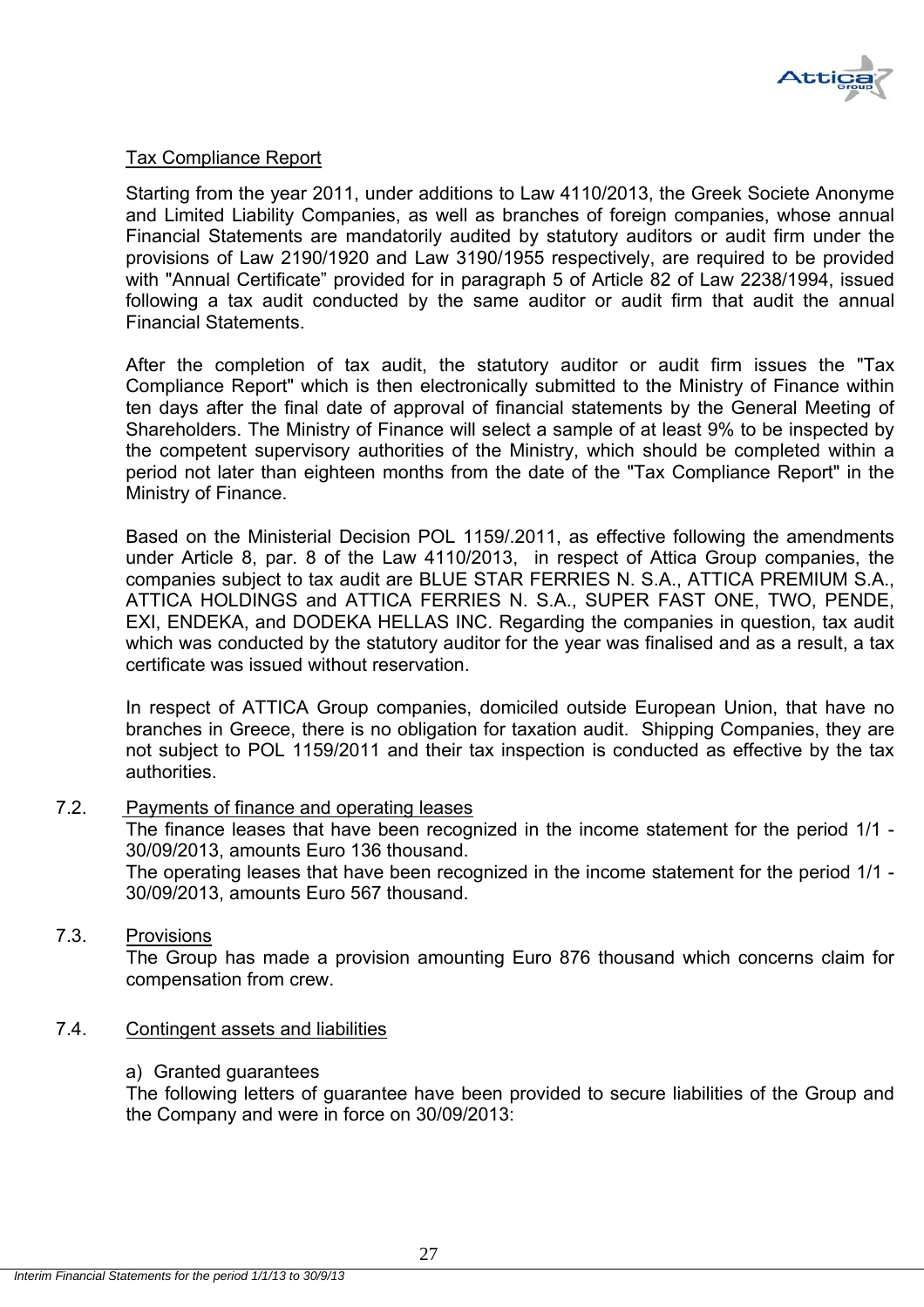Tax Compliance Report

Starting from the year 2011, under additions to Law 4110/2013, the Greek Societe Anonyme and Limited Liability Companies, as well as branches of foreign companies, whose annual Financial Statements are mandatorily audited by statutory auditors or audit firm under the provisions of Law 2190/1920 and Law 3190/1955 respectively, are required to be provided with "Annual Certificate" provided for in paragraph 5 of Article 82 of Law 2238/1994, issued following a tax audit conducted by the same auditor or audit firm that audit the annual Financial Statements.

After the completion of tax audit, the statutory auditor or audit firm issues the "Tax Compliance Report" which is then electronically submitted to the Ministry of Finance within ten days after the final date of approval of financial statements by the General Meeting of Shareholders. The Ministry of Finance will select a sample of at least 9% to be inspected by the competent supervisory authorities of the Ministry, which should be completed within a period not later than eighteen months from the date of the "Tax Compliance Report" in the Ministry of Finance.

Based on the Ministerial Decision POL 1159/.2011, as effective following the amendments under Article 8, par. 8 of the Law 4110/2013, in respect of Attica Group companies, the companies subject to tax audit are BLUE STAR FERRIES N. S.A., ATTICA PREMIUM S.A., ATTICA HOLDINGS and ATTICA FERRIES N. S.A., SUPER FAST ONE, TWO, PENDE, EXI, ENDEKA, and DODEKA HELLAS INC. Regarding the companies in question, tax audit which was conducted by the statutory auditor for the year was finalised and as a result, a tax certificate was issued without reservation.

In respect of ATTICA Group companies, domiciled outside European Union, that have no branches in Greece, there is no obligation for taxation audit. Shipping Companies, they are not subject to POL 1159/2011 and their tax inspection is conducted as effective by the tax authorities.

7.2. Payments of finance and operating leases

The finance leases that have been recognized in the income statement for the period 1/1 - 30/09/2013, amounts Euro 136 thousand.

The operating leases that have been recognized in the income statement for the period 1/1 - 30/09/2013, amounts Euro 567 thousand.

7.3. Provisions

The Group has made a provision amounting Euro 876 thousand which concerns claim for compensation from crew.

7.4. Contingent assets and liabilities

a) Granted guarantees

The following letters of guarantee have been provided to secure liabilities of the Group and the Company and were in force on 30/09/2013: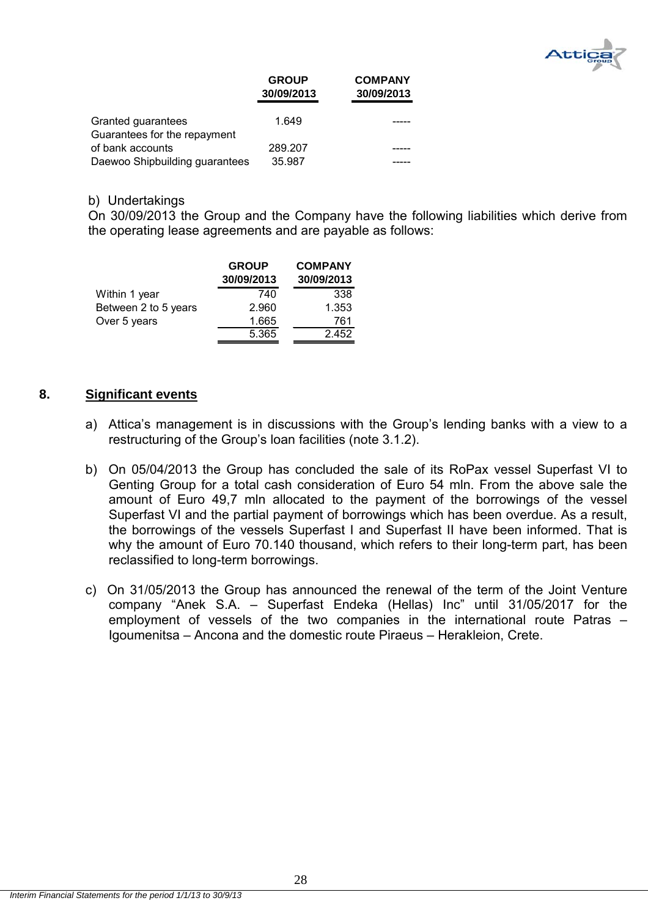| | GROUP 30/09/2013 | COMPANY 30/09/2013 |
|---|---|---|
| Granted guarantees | 1.649 | ----- |
| Guarantees for the repayment of bank accounts | 289.207 | ----- |
| Daewoo Shipbuilding guarantees | 35.987 | ----- |

b) Undertakings

On 30/09/2013 the Group and the Company have the following liabilities which derive from the operating lease agreements and are payable as follows:

| | GROUP 30/09/2013 | COMPANY 30/09/2013 |
|---|---|---|
| Within 1 year | 740 | 338 |
| Between 2 to 5 years | 2.960 | 1.353 |
| Over 5 years | 1.665 | 761 |
| | 5.365 | 2.452 |

## 8. Significant events

a) Attica's management is in discussions with the Group's lending banks with a view to a restructuring of the Group's loan facilities (note 3.1.2).

b) On 05/04/2013 the Group has concluded the sale of its RoPax vessel Superfast VI to Genting Group for a total cash consideration of Euro 54 mln. From the above sale the amount of Euro 49,7 mln allocated to the payment of the borrowings of the vessel Superfast VI and the partial payment of borrowings which has been overdue. As a result, the borrowings of the vessels Superfast I and Superfast II have been informed. That is why the amount of Euro 70.140 thousand, which refers to their long-term part, has been reclassified to long-term borrowings.

c) On 31/05/2013 the Group has announced the renewal of the term of the Joint Venture company "Anek S.A. – Superfast Endeka (Hellas) Inc" until 31/05/2017 for the employment of vessels of the two companies in the international route Patras – Igoumenitsa – Ancona and the domestic route Piraeus – Herakleion, Crete.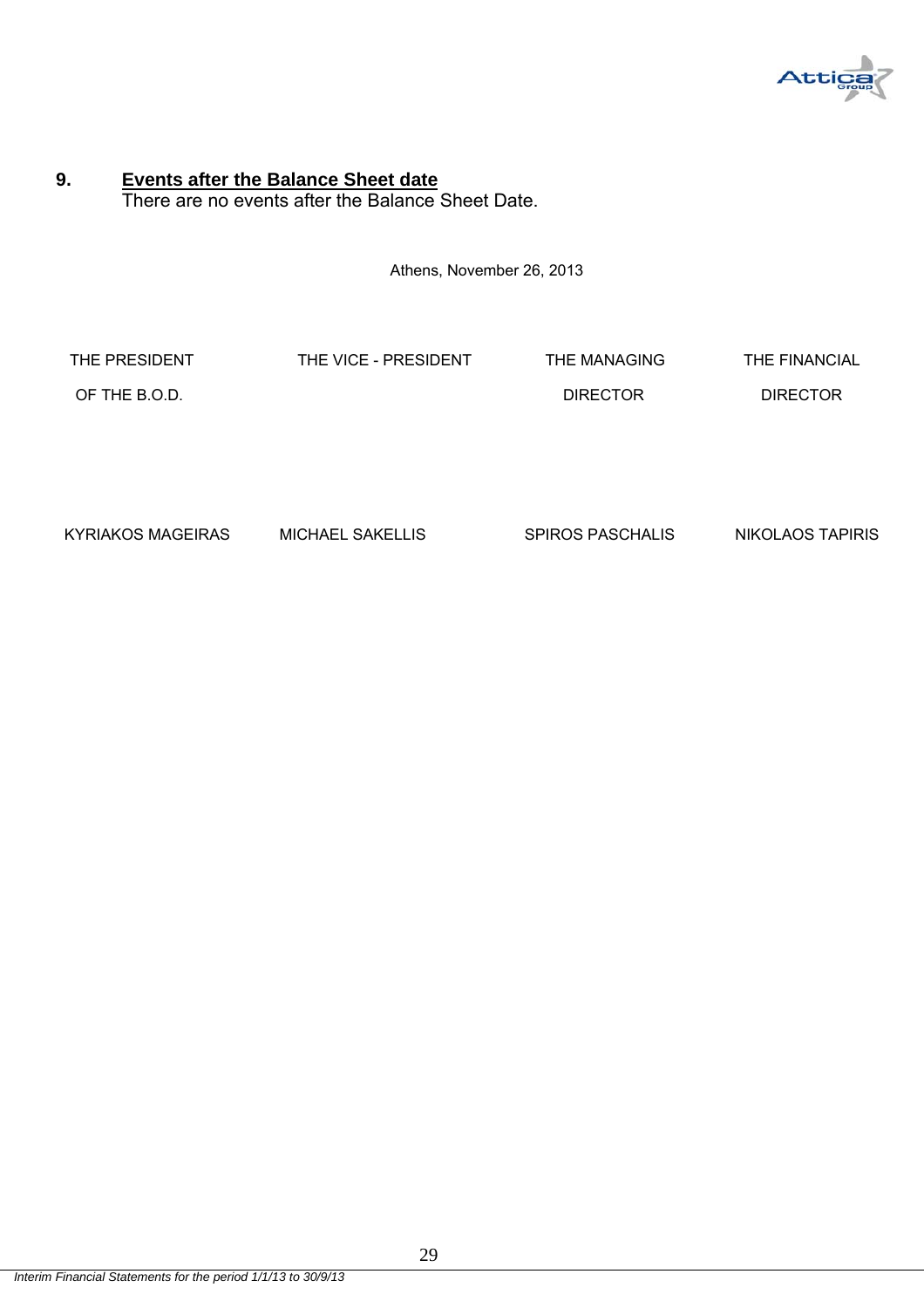## 9. Events after the Balance Sheet date

There are no events after the Balance Sheet Date.

Athens, November 26, 2013

| THE PRESIDENT OF THE B.O.D. | THE VICE - PRESIDENT | THE MANAGING DIRECTOR | THE FINANCIAL DIRECTOR |
|---|---|---|---|
| KYRIAKOS MAGEIRAS | MICHAEL SAKELLIS | SPIROS PASCHALIS | NIKOLAOS TAPIRIS |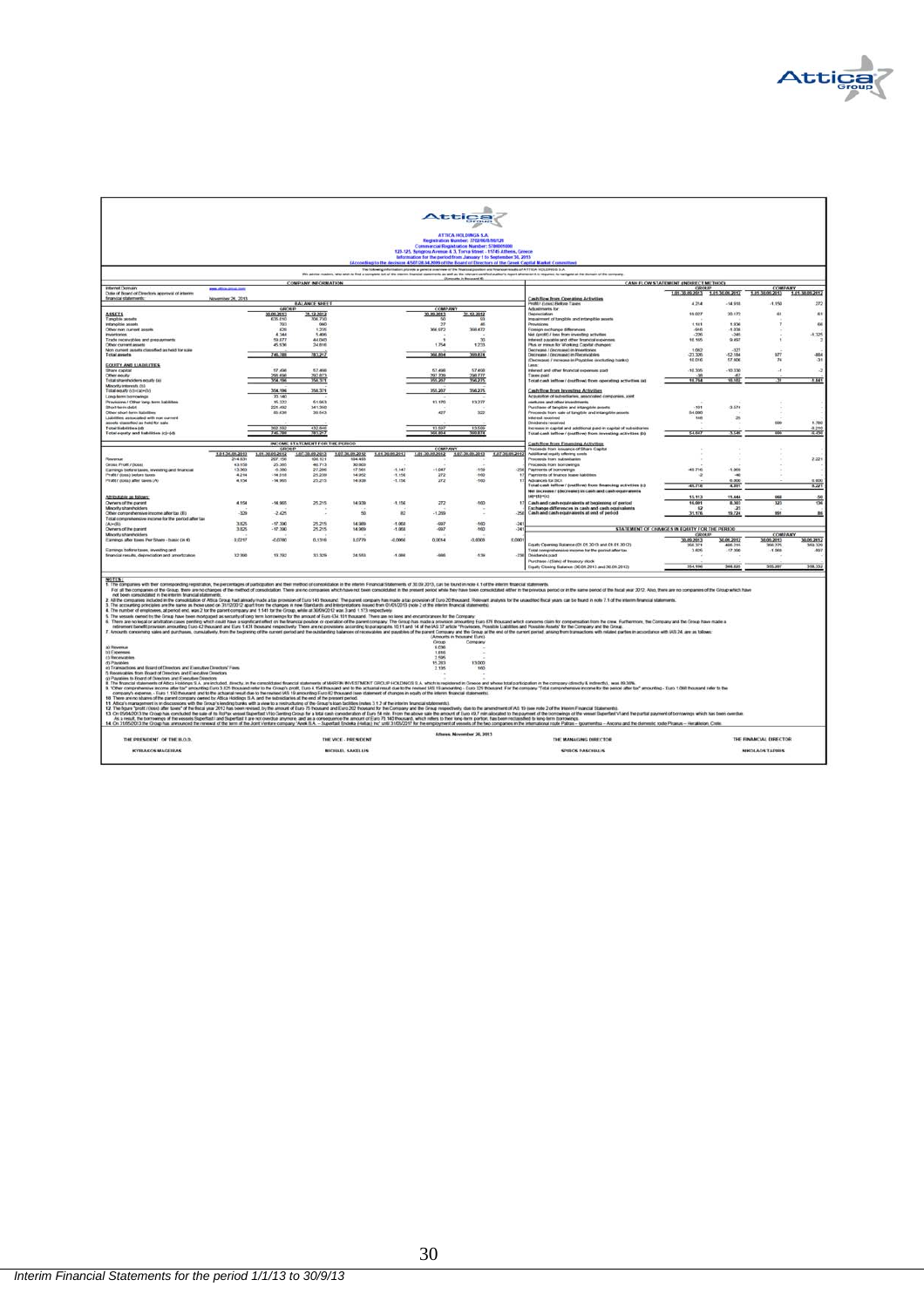**ATTICA HOLDINGS S.A.**
**Registration Number: 7702/06/B/86/128**
**Commercial Registration Number: 5780001000**
**123-125, Syngrou Avenue & 3, Torva Street - 11745 Athens, Greece**
**Information for the period from January 1 to September 30, 2013**
**(According to the decision 4/507/28.04.2009 of the Board of Directors of the Greek Capital Market Committee)**

The following information provide a general overview of the financial position and financial results of ATTICA HOLDINGS S.A.

(Amounts in thousand €)

## COMPANY INFORMATION

| | |
|---|---|
| Internet Domain: | www.attica-group.com |
| Date of Board of Directors approval of interim financial statements: | November 26, 2013 |

## BALANCE SHEET

| | GROUP | | COMPANY | |
|---|---|---|---|---|
| | 30.09.2013 | 31.12.2012 | 30.09.2013 | 31.12.2012 |
| **ASSETS** | | | | |
| Tangible assets | 635.010 | 706.750 | 50 | 63 |
| Intangible assets | 703 | 860 | 37 | 46 |
| Other non current assets | 429 | 1.316 | 366.572 | 368.672 |
| Inventories | 4.344 | 5.466 | - | - |
| Trade receivables and prepayments | 59.877 | 44.045 | 1 | 30 |
| Other current assets | 45.636 | 24.816 | 1.754 | 1.233 |
| Non current assets classified as held for sale | - | - | - | - |
| **Total assets** | **746.788** | **783.217** | **368.804** | **369.874** |
| **EQUITY AND LIABILITIES** | | | | |
| Share capital | 57.498 | 57.498 | 57.498 | 57.498 |
| Other equity | 296.698 | 292.873 | 297.709 | 298.777 |
| Total shareholders equity (a) | 354.196 | 350.371 | 355.207 | 356.275 |
| Minority interests (b) | - | - | - | - |
| Total equity (c)=(a)+(b) | 354.196 | 350.371 | 355.207 | 356.275 |
| Long-term borrowings | 75.140 | - | - | - |
| Provisions / Other long-term liabilities | 15.322 | 61.663 | 11.170 | 13.277 |
| Short-term debt | 221.492 | 341.560 | - | - |
| Other short term liabilities | 80.638 | 30.643 | 427 | 322 |
| Liabilities associated with non current assets classified as held for sale | - | - | - | - |
| Total liabilities (d) | 392.592 | 432.846 | 11.597 | 13.599 |
| **Total equity and liabilities (c)+(d)** | **746.788** | **783.217** | **366.804** | **369.874** |

## INCOME STATEMENT FOR THE PERIOD

| | GROUP | | | | COMPANY | | | |
|---|---|---|---|---|---|---|---|---|
| | 1.01-30.09.2013 | 1.01-30.09.2012 | 1.07-30.09.2013 | 1.07-30.09.2012 | 1.01-30.09.2013 | 1.01-30.09.2012 | 1.07-30.09.2013 | 1.07-30.09.2012 |
| Revenue | 214.835 | 207.156 | 106.121 | 104.455 | - | - | - | - |
| Gross Profit / (loss) | 43.159 | 25.385 | 46.713 | 30.903 | - | - | - | - |
| Earnings before taxes, investing and financial results | 13.369 | -5.080 | 27.286 | 17.561 | -1.147 | -1.047 | -159 | -258 |
| Profit/ (loss) before taxes | 4.214 | -14.918 | 25.209 | 14.952 | -1.150 | 272 | -160 | 17 |
| Profit/ (loss) after taxes (A) | 4.154 | -14.965 | 25.215 | 14.939 | -1.156 | 272 | -160 | 17 |
| Attributable as follows: | | | | | | | | |
| Owners of the parent | 4.154 | -14.965 | 25.215 | 14.939 | -1.156 | 272 | -160 | 17 |
| Minority shareholders | - | - | - | - | - | - | - | - |
| Other comprehensive income after tax (B) | -329 | -2.425 | - | 50 | 82 | -1.269 | - | -258 |
| Total comprehensive income for the period after tax (A)+(B) | 3.825 | -17.390 | 25.215 | 14.989 | -1.068 | -997 | -160 | -241 |
| Owners of the parent | 3.825 | -17.390 | 25.215 | 14.989 | -1.068 | -997 | -160 | -241 |
| Minority shareholders | - | - | - | - | - | - | - | - |
| Earnings after taxes Per Share - basic (in €) | 0,0317 | -0,0780 | 0,1316 | 0,0779 | -0,0060 | 0,0014 | -0,0008 | 0,0001 |
| Earnings before taxes, investing and financial results, depreciation and amortization | 32.398 | 13.782 | 33.329 | 24.553 | -1.088 | -986 | -139 | -238 |

## CASH FLOW STATEMENT (INDIRECT METHOD)

| | GROUP | | COMPANY | |
|---|---|---|---|---|
| | 1.01-30.09.2013 | 1.01-30.09.2012 | 1.01-30.09.2013 | 1.01-30.09.2012 |
| **Cash flow from Operating Activities** | | | | |
| Profit / (Loss) Before Taxes | 4.214 | -14.918 | -1.150 | 272 |
| Adjustments for: | | | | |
| Depreciation | 19.027 | 20.173 | 61 | 61 |
| Impairment of tangible and intangible assets | - | - | - | - |
| Provisions | 1.111 | 1.636 | 7 | 66 |
| Foreign exchange differences | -966 | -1.336 | - | - |
| Net (profit)/Loss from investing activities | -236 | -348 | - | -1.325 |
| Interest payable and other financial expenses | 16.105 | 9.497 | 1 | 2 |
| Plus or minus for Working Capital changes: | | | | |
| Decrease / (increase) in Inventories | 1.062 | -327 | - | - |
| Decrease / (increase) in Receivables | -21.326 | -52.184 | 877 | -884 |
| (Decrease) / increase in Payables (excluding banks) | 16.016 | 17.906 | 74 | -31 |
| Less: | | | | |
| Interest and other financial expenses paid | -16.335 | -10.338 | -1 | -2 |
| Taxes paid | -38 | -67 | - | - |
| **Total cash inflow / (outflow) from operating activities (a)** | **18.754** | **18.160** | **-31** | **-1.841** |
| **Cash flow from Investing Activities** | | | | |
| Acquisition of subsidiaries, associated companies, joint ventures and other investments | - | - | - | - |
| Purchase of tangible and intangible assets | -101 | -3.574 | - | - |
| Proceeds from sale of tangible and intangible assets | 54.090 | - | - | - |
| Interest received | 148 | 25 | - | - |
| Dividends received | - | - | 699 | 1.760 |
| Increase in capital and additional paid-in capital of subsidiaries | - | - | - | -8.210 |
| **Total cash inflow / (outflow) from investing activities (b)** | **54.647** | **-3.549** | **699** | **-6.450** |
| **Cash flow from Financing Activities** | | | | |
| Proceeds from issuance of Share Capital | - | - | - | - |
| Additional equity offering costs | - | - | - | - |
| Proceeds from subsidiaries | - | - | - | 2.221 |
| Proceeds from borrowings | - | - | - | - |
| Payments of borrowings | -40.716 | -1.969 | - | - |
| Payments of finance lease liabilities | -2 | -46 | - | - |
| Advances for SCI | - | 6.806 | - | 6.806 |
| **Total cash inflow / (outflow) from financing activities (c)** | **-40.718** | **4.891** | **-** | **6.227** |
| Net increase / (decrease) in cash and cash equivalents (a)+(b)+(c) | 13.113 | 19.444 | 668 | -56 |
| Cash and cash equivalents at beginning of period | 18.091 | 8.301 | 323 | 134 |
| Exchange differences in cash and cash equivalents | 12 | -21 | - | - |
| **Cash and cash equivalents at end of period** | **31.176** | **19.724** | **991** | **80** |

## STATEMENT OF CHANGES IN EQUITY FOR THE PERIOD

| | GROUP | | COMPANY | |
|---|---|---|---|---|
| | 30.09.2013 | 30.09.2012 | 30.09.2013 | 30.09.2012 |
| Equity Opening Balance (01.01.2013 and 01.01.2012) | 350.371 | 466.311 | 356.275 | 369.329 |
| Total comprehensive income for the period after tax | 3.825 | -17.390 | -1.068 | -997 |
| Dividends paid | - | - | - | - |
| Purchase / (Sale) of treasury stock | - | - | - | - |
| Equity Closing Balance (30.09.2013 and 30.09.2012) | 354.196 | 348.920 | 355.207 | 368.332 |

## NOTES:

1. The companies with their corresponding registration, the percentages of participation and their method of consolidation in the interim Financial Statements of 30.09.2013, can be found in note 4.1 of the interim financial statements. For all the companies of the Group, there are no changes of the method of consolidation. There are no companies which have not been consolidated in the present period while they have been consolidated either in the previous period or in the same period of the fiscal year 2012. Also, there are no companies of the Group which have not been consolidated in the interim financial statements.
2. All the companies included in the consolidation of Attica Group had already made a tax provision of Euro 143 thousand. The parent company has made a tax provision of Euro 20 thousand. Relevant analysis for the unaudited fiscal years can be found in note 7.1 of the interim financial statements.
3. The accounting principles are the same as those used on 31/12/2012 apart from the changes in new Standards and Interpretations issued from 01/01/2013 (note 2 of the interim financial statements).
4. The number of employees, at period end, was 2 for the parent company and 1.141 for the Group, while at 30/09/2012 was 3 and 1.173 respectively.
5. The vessels owned by the Group have been mortgaged as security of long term borrowings.
6. There are no legal or arbitration cases pending which could have a significant effect on the financial position or operation of the parent company.
7. Amounts concerning sales and purchases, cumulatively, from the beginning of the current period and the outstanding balances of receivables and payables of the parent Company and the Group at the end of the current period, arising from transactions with related parties in accordance with IAS 24, are as follows:

| (Amounts in thousand Euro) | Group | Company |
|---|---|---|
| a) Revenue | 9.036 | - |
| b) Expenses | 1.616 | - |
| c) Receivables | 2.595 | - |
| d) Payables | 11.263 | 13.003 |
| e) Transactions and Board of Directors and Executive Directors' Fees | 2.135 | 160 |
| f) Receivables from Board of Directors and Executive Directors | - | - |
| g) Payables to Board of Directors and Executive Directors | - | - |

8. The financial statements of Attica Holdings S.A. are included, directly, in the consolidated financial statements of MARFIN INVESTMENT GROUP HOLDINGS S.A. which is registered in Greece and whose total participation in the company (directly & indirectly), was 89,38%.
9. "Other comprehensive income after tax" amounting Euro 3.825 thousand refer to the Group's profit ...
10. There are no shares of the parent company owned by Attica Holdings S.A. and the subsidiaries at the end of the present period.
11. Attica's management is in discussions with the Group's lending banks with a view to a restructuring of the Group's loan facilities (notes 3.1.2 of the interim financial statements).
12. ...
13. ...
14. ...

Athens, November 26, 2013

| THE PRESIDENT OF THE B.O.D. | THE VICE - PRESIDENT | THE MANAGING DIRECTOR | THE FINANCIAL DIRECTOR |
|---|---|---|---|
| KYRIAKOS MAGEIRAS | MICHAEL SAKELLIS | SPIROS PASCHALIS | NIKOLAOS TAPIRIS |